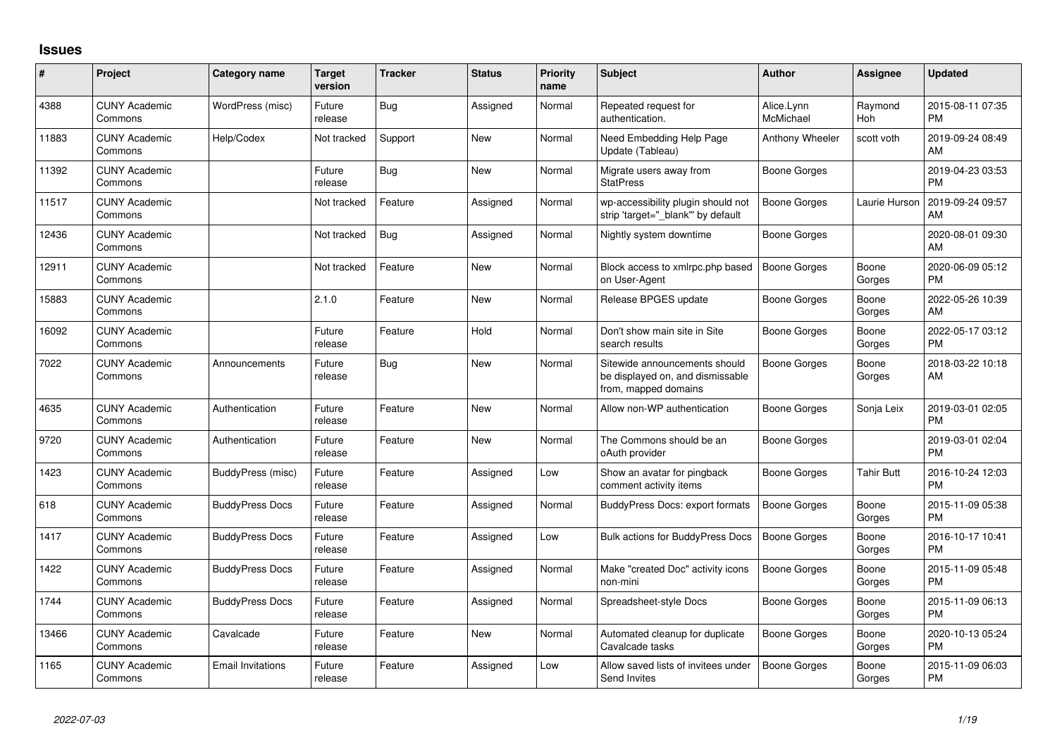# Issues

| # | Project | Category name | Target version | Tracker | Status | Priority name | Subject | Author | Assignee | Updated |
|---|---|---|---|---|---|---|---|---|---|---|
| 4388 | CUNY Academic Commons | WordPress (misc) | Future release | Bug | Assigned | Normal | Repeated request for authentication. | Alice.Lynn McMichael | Raymond Hoh | 2015-08-11 07:35 PM |
| 11883 | CUNY Academic Commons | Help/Codex | Not tracked | Support | New | Normal | Need Embedding Help Page Update (Tableau) | Anthony Wheeler | scott voth | 2019-09-24 08:49 AM |
| 11392 | CUNY Academic Commons | | Future release | Bug | New | Normal | Migrate users away from StatPress | Boone Gorges | | 2019-04-23 03:53 PM |
| 11517 | CUNY Academic Commons | | Not tracked | Feature | Assigned | Normal | wp-accessibility plugin should not strip 'target="_blank"' by default | Boone Gorges | Laurie Hurson | 2019-09-24 09:57 AM |
| 12436 | CUNY Academic Commons | | Not tracked | Bug | Assigned | Normal | Nightly system downtime | Boone Gorges | | 2020-08-01 09:30 AM |
| 12911 | CUNY Academic Commons | | Not tracked | Feature | New | Normal | Block access to xmlrpc.php based on User-Agent | Boone Gorges | Boone Gorges | 2020-06-09 05:12 PM |
| 15883 | CUNY Academic Commons | | 2.1.0 | Feature | New | Normal | Release BPGES update | Boone Gorges | Boone Gorges | 2022-05-26 10:39 AM |
| 16092 | CUNY Academic Commons | | Future release | Feature | Hold | Normal | Don't show main site in Site search results | Boone Gorges | Boone Gorges | 2022-05-17 03:12 PM |
| 7022 | CUNY Academic Commons | Announcements | Future release | Bug | New | Normal | Sitewide announcements should be displayed on, and dismissable from, mapped domains | Boone Gorges | Boone Gorges | 2018-03-22 10:18 AM |
| 4635 | CUNY Academic Commons | Authentication | Future release | Feature | New | Normal | Allow non-WP authentication | Boone Gorges | Sonja Leix | 2019-03-01 02:05 PM |
| 9720 | CUNY Academic Commons | Authentication | Future release | Feature | New | Normal | The Commons should be an oAuth provider | Boone Gorges | | 2019-03-01 02:04 PM |
| 1423 | CUNY Academic Commons | BuddyPress (misc) | Future release | Feature | Assigned | Low | Show an avatar for pingback comment activity items | Boone Gorges | Tahir Butt | 2016-10-24 12:03 PM |
| 618 | CUNY Academic Commons | BuddyPress Docs | Future release | Feature | Assigned | Normal | BuddyPress Docs: export formats | Boone Gorges | Boone Gorges | 2015-11-09 05:38 PM |
| 1417 | CUNY Academic Commons | BuddyPress Docs | Future release | Feature | Assigned | Low | Bulk actions for BuddyPress Docs | Boone Gorges | Boone Gorges | 2016-10-17 10:41 PM |
| 1422 | CUNY Academic Commons | BuddyPress Docs | Future release | Feature | Assigned | Normal | Make "created Doc" activity icons non-mini | Boone Gorges | Boone Gorges | 2015-11-09 05:48 PM |
| 1744 | CUNY Academic Commons | BuddyPress Docs | Future release | Feature | Assigned | Normal | Spreadsheet-style Docs | Boone Gorges | Boone Gorges | 2015-11-09 06:13 PM |
| 13466 | CUNY Academic Commons | Cavalcade | Future release | Feature | New | Normal | Automated cleanup for duplicate Cavalcade tasks | Boone Gorges | Boone Gorges | 2020-10-13 05:24 PM |
| 1165 | CUNY Academic Commons | Email Invitations | Future release | Feature | Assigned | Low | Allow saved lists of invitees under Send Invites | Boone Gorges | Boone Gorges | 2015-11-09 06:03 PM |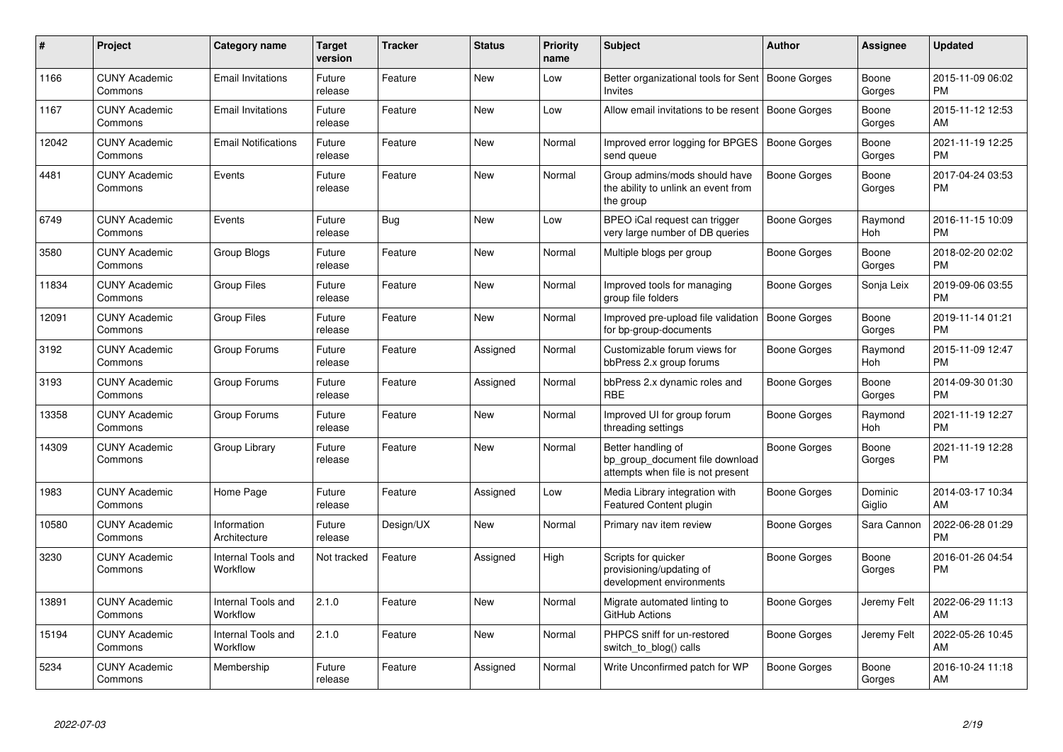| # | Project | Category name | Target version | Tracker | Status | Priority name | Subject | Author | Assignee | Updated |
|---|---|---|---|---|---|---|---|---|---|---|
| 1166 | CUNY Academic Commons | Email Invitations | Future release | Feature | New | Low | Better organizational tools for Sent Invites | Boone Gorges | Boone Gorges | 2015-11-09 06:02 PM |
| 1167 | CUNY Academic Commons | Email Invitations | Future release | Feature | New | Low | Allow email invitations to be resent | Boone Gorges | Boone Gorges | 2015-11-12 12:53 AM |
| 12042 | CUNY Academic Commons | Email Notifications | Future release | Feature | New | Normal | Improved error logging for BPGES send queue | Boone Gorges | Boone Gorges | 2021-11-19 12:25 PM |
| 4481 | CUNY Academic Commons | Events | Future release | Feature | New | Normal | Group admins/mods should have the ability to unlink an event from the group | Boone Gorges | Boone Gorges | 2017-04-24 03:53 PM |
| 6749 | CUNY Academic Commons | Events | Future release | Bug | New | Low | BPEO iCal request can trigger very large number of DB queries | Boone Gorges | Raymond Hoh | 2016-11-15 10:09 PM |
| 3580 | CUNY Academic Commons | Group Blogs | Future release | Feature | New | Normal | Multiple blogs per group | Boone Gorges | Boone Gorges | 2018-02-20 02:02 PM |
| 11834 | CUNY Academic Commons | Group Files | Future release | Feature | New | Normal | Improved tools for managing group file folders | Boone Gorges | Sonja Leix | 2019-09-06 03:55 PM |
| 12091 | CUNY Academic Commons | Group Files | Future release | Feature | New | Normal | Improved pre-upload file validation for bp-group-documents | Boone Gorges | Boone Gorges | 2019-11-14 01:21 PM |
| 3192 | CUNY Academic Commons | Group Forums | Future release | Feature | Assigned | Normal | Customizable forum views for bbPress 2.x group forums | Boone Gorges | Raymond Hoh | 2015-11-09 12:47 PM |
| 3193 | CUNY Academic Commons | Group Forums | Future release | Feature | Assigned | Normal | bbPress 2.x dynamic roles and RBE | Boone Gorges | Boone Gorges | 2014-09-30 01:30 PM |
| 13358 | CUNY Academic Commons | Group Forums | Future release | Feature | New | Normal | Improved UI for group forum threading settings | Boone Gorges | Raymond Hoh | 2021-11-19 12:27 PM |
| 14309 | CUNY Academic Commons | Group Library | Future release | Feature | New | Normal | Better handling of bp_group_document file download attempts when file is not present | Boone Gorges | Boone Gorges | 2021-11-19 12:28 PM |
| 1983 | CUNY Academic Commons | Home Page | Future release | Feature | Assigned | Low | Media Library integration with Featured Content plugin | Boone Gorges | Dominic Giglio | 2014-03-17 10:34 AM |
| 10580 | CUNY Academic Commons | Information Architecture | Future release | Design/UX | New | Normal | Primary nav item review | Boone Gorges | Sara Cannon | 2022-06-28 01:29 PM |
| 3230 | CUNY Academic Commons | Internal Tools and Workflow | Not tracked | Feature | Assigned | High | Scripts for quicker provisioning/updating of development environments | Boone Gorges | Boone Gorges | 2016-01-26 04:54 PM |
| 13891 | CUNY Academic Commons | Internal Tools and Workflow | 2.1.0 | Feature | New | Normal | Migrate automated linting to GitHub Actions | Boone Gorges | Jeremy Felt | 2022-06-29 11:13 AM |
| 15194 | CUNY Academic Commons | Internal Tools and Workflow | 2.1.0 | Feature | New | Normal | PHPCS sniff for un-restored switch_to_blog() calls | Boone Gorges | Jeremy Felt | 2022-05-26 10:45 AM |
| 5234 | CUNY Academic Commons | Membership | Future release | Feature | Assigned | Normal | Write Unconfirmed patch for WP | Boone Gorges | Boone Gorges | 2016-10-24 11:18 AM |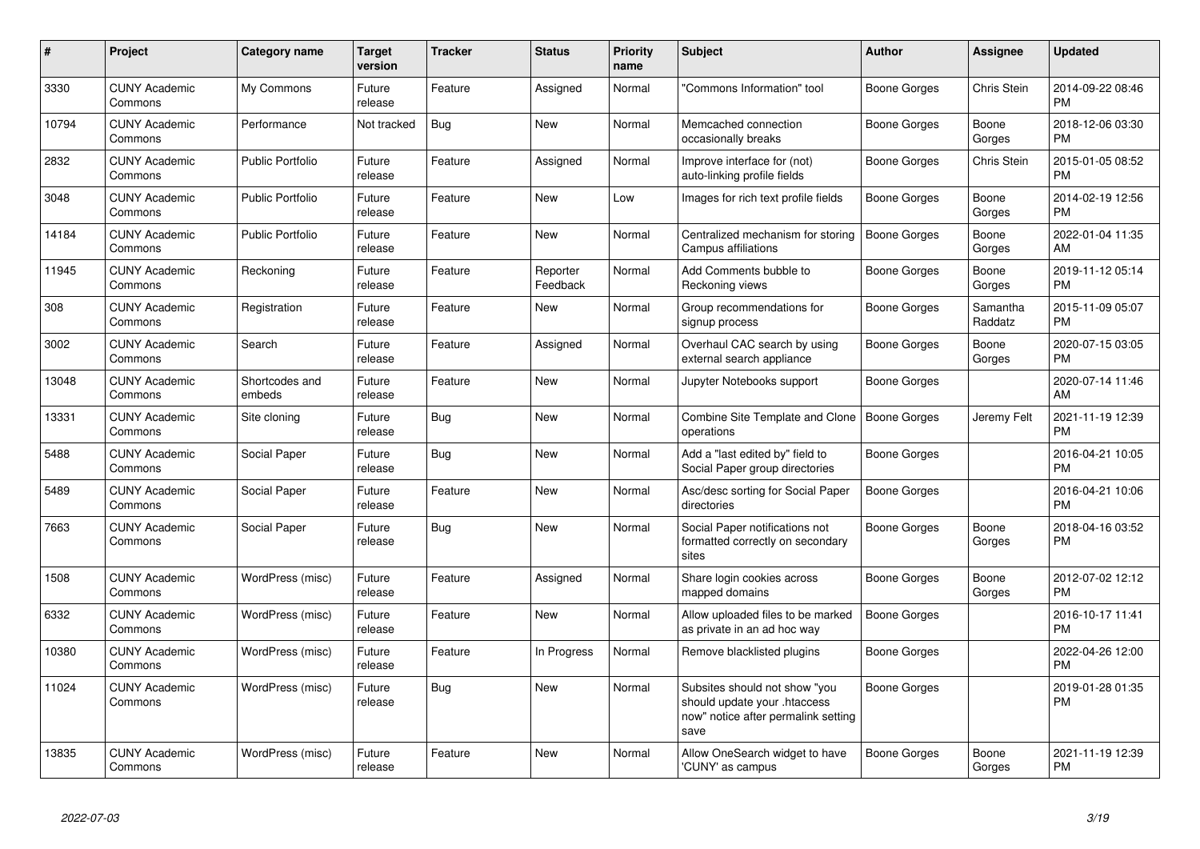| # | Project | Category name | Target version | Tracker | Status | Priority name | Subject | Author | Assignee | Updated |
|---|---|---|---|---|---|---|---|---|---|---|
| 3330 | CUNY Academic Commons | My Commons | Future release | Feature | Assigned | Normal | "Commons Information" tool | Boone Gorges | Chris Stein | 2014-09-22 08:46 PM |
| 10794 | CUNY Academic Commons | Performance | Not tracked | Bug | New | Normal | Memcached connection occasionally breaks | Boone Gorges | Boone Gorges | 2018-12-06 03:30 PM |
| 2832 | CUNY Academic Commons | Public Portfolio | Future release | Feature | Assigned | Normal | Improve interface for (not) auto-linking profile fields | Boone Gorges | Chris Stein | 2015-01-05 08:52 PM |
| 3048 | CUNY Academic Commons | Public Portfolio | Future release | Feature | New | Low | Images for rich text profile fields | Boone Gorges | Boone Gorges | 2014-02-19 12:56 PM |
| 14184 | CUNY Academic Commons | Public Portfolio | Future release | Feature | New | Normal | Centralized mechanism for storing Campus affiliations | Boone Gorges | Boone Gorges | 2022-01-04 11:35 AM |
| 11945 | CUNY Academic Commons | Reckoning | Future release | Feature | Reporter Feedback | Normal | Add Comments bubble to Reckoning views | Boone Gorges | Boone Gorges | 2019-11-12 05:14 PM |
| 308 | CUNY Academic Commons | Registration | Future release | Feature | New | Normal | Group recommendations for signup process | Boone Gorges | Samantha Raddatz | 2015-11-09 05:07 PM |
| 3002 | CUNY Academic Commons | Search | Future release | Feature | Assigned | Normal | Overhaul CAC search by using external search appliance | Boone Gorges | Boone Gorges | 2020-07-15 03:05 PM |
| 13048 | CUNY Academic Commons | Shortcodes and embeds | Future release | Feature | New | Normal | Jupyter Notebooks support | Boone Gorges | | 2020-07-14 11:46 AM |
| 13331 | CUNY Academic Commons | Site cloning | Future release | Bug | New | Normal | Combine Site Template and Clone operations | Boone Gorges | Jeremy Felt | 2021-11-19 12:39 PM |
| 5488 | CUNY Academic Commons | Social Paper | Future release | Bug | New | Normal | Add a "last edited by" field to Social Paper group directories | Boone Gorges | | 2016-04-21 10:05 PM |
| 5489 | CUNY Academic Commons | Social Paper | Future release | Feature | New | Normal | Asc/desc sorting for Social Paper directories | Boone Gorges | | 2016-04-21 10:06 PM |
| 7663 | CUNY Academic Commons | Social Paper | Future release | Bug | New | Normal | Social Paper notifications not formatted correctly on secondary sites | Boone Gorges | Boone Gorges | 2018-04-16 03:52 PM |
| 1508 | CUNY Academic Commons | WordPress (misc) | Future release | Feature | Assigned | Normal | Share login cookies across mapped domains | Boone Gorges | Boone Gorges | 2012-07-02 12:12 PM |
| 6332 | CUNY Academic Commons | WordPress (misc) | Future release | Feature | New | Normal | Allow uploaded files to be marked as private in an ad hoc way | Boone Gorges | | 2016-10-17 11:41 PM |
| 10380 | CUNY Academic Commons | WordPress (misc) | Future release | Feature | In Progress | Normal | Remove blacklisted plugins | Boone Gorges | | 2022-04-26 12:00 PM |
| 11024 | CUNY Academic Commons | WordPress (misc) | Future release | Bug | New | Normal | Subsites should not show "you should update your .htaccess now" notice after permalink setting save | Boone Gorges | | 2019-01-28 01:35 PM |
| 13835 | CUNY Academic Commons | WordPress (misc) | Future release | Feature | New | Normal | Allow OneSearch widget to have 'CUNY' as campus | Boone Gorges | Boone Gorges | 2021-11-19 12:39 PM |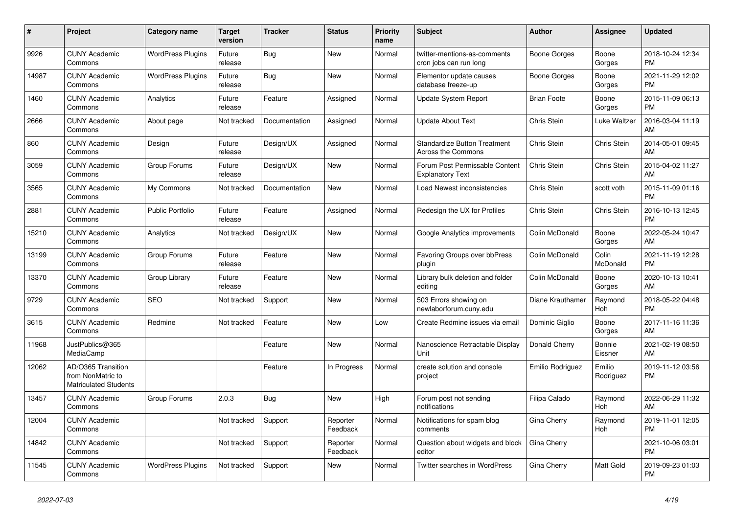| # | Project | Category name | Target version | Tracker | Status | Priority name | Subject | Author | Assignee | Updated |
|---|---|---|---|---|---|---|---|---|---|---|
| 9926 | CUNY Academic Commons | WordPress Plugins | Future release | Bug | New | Normal | twitter-mentions-as-comments cron jobs can run long | Boone Gorges | Boone Gorges | 2018-10-24 12:34 PM |
| 14987 | CUNY Academic Commons | WordPress Plugins | Future release | Bug | New | Normal | Elementor update causes database freeze-up | Boone Gorges | Boone Gorges | 2021-11-29 12:02 PM |
| 1460 | CUNY Academic Commons | Analytics | Future release | Feature | Assigned | Normal | Update System Report | Brian Foote | Boone Gorges | 2015-11-09 06:13 PM |
| 2666 | CUNY Academic Commons | About page | Not tracked | Documentation | Assigned | Normal | Update About Text | Chris Stein | Luke Waltzer | 2016-03-04 11:19 AM |
| 860 | CUNY Academic Commons | Design | Future release | Design/UX | Assigned | Normal | Standardize Button Treatment Across the Commons | Chris Stein | Chris Stein | 2014-05-01 09:45 AM |
| 3059 | CUNY Academic Commons | Group Forums | Future release | Design/UX | New | Normal | Forum Post Permissable Content Explanatory Text | Chris Stein | Chris Stein | 2015-04-02 11:27 AM |
| 3565 | CUNY Academic Commons | My Commons | Not tracked | Documentation | New | Normal | Load Newest inconsistencies | Chris Stein | scott voth | 2015-11-09 01:16 PM |
| 2881 | CUNY Academic Commons | Public Portfolio | Future release | Feature | Assigned | Normal | Redesign the UX for Profiles | Chris Stein | Chris Stein | 2016-10-13 12:45 PM |
| 15210 | CUNY Academic Commons | Analytics | Not tracked | Design/UX | New | Normal | Google Analytics improvements | Colin McDonald | Boone Gorges | 2022-05-24 10:47 AM |
| 13199 | CUNY Academic Commons | Group Forums | Future release | Feature | New | Normal | Favoring Groups over bbPress plugin | Colin McDonald | Colin McDonald | 2021-11-19 12:28 PM |
| 13370 | CUNY Academic Commons | Group Library | Future release | Feature | New | Normal | Library bulk deletion and folder editing | Colin McDonald | Boone Gorges | 2020-10-13 10:41 AM |
| 9729 | CUNY Academic Commons | SEO | Not tracked | Support | New | Normal | 503 Errors showing on newlaborforum.cuny.edu | Diane Krauthamer | Raymond Hoh | 2018-05-22 04:48 PM |
| 3615 | CUNY Academic Commons | Redmine | Not tracked | Feature | New | Low | Create Redmine issues via email | Dominic Giglio | Boone Gorges | 2017-11-16 11:36 AM |
| 11968 | JustPublics@365 MediaCamp | | | Feature | New | Normal | Nanoscience Retractable Display Unit | Donald Cherry | Bonnie Eissner | 2021-02-19 08:50 AM |
| 12062 | AD/O365 Transition from NonMatric to Matriculated Students | | | Feature | In Progress | Normal | create solution and console project | Emilio Rodriguez | Emilio Rodriguez | 2019-11-12 03:56 PM |
| 13457 | CUNY Academic Commons | Group Forums | 2.0.3 | Bug | New | High | Forum post not sending notifications | Filipa Calado | Raymond Hoh | 2022-06-29 11:32 AM |
| 12004 | CUNY Academic Commons | | Not tracked | Support | Reporter Feedback | Normal | Notifications for spam blog comments | Gina Cherry | Raymond Hoh | 2019-11-01 12:05 PM |
| 14842 | CUNY Academic Commons | | Not tracked | Support | Reporter Feedback | Normal | Question about widgets and block editor | Gina Cherry | | 2021-10-06 03:01 PM |
| 11545 | CUNY Academic Commons | WordPress Plugins | Not tracked | Support | New | Normal | Twitter searches in WordPress | Gina Cherry | Matt Gold | 2019-09-23 01:03 PM |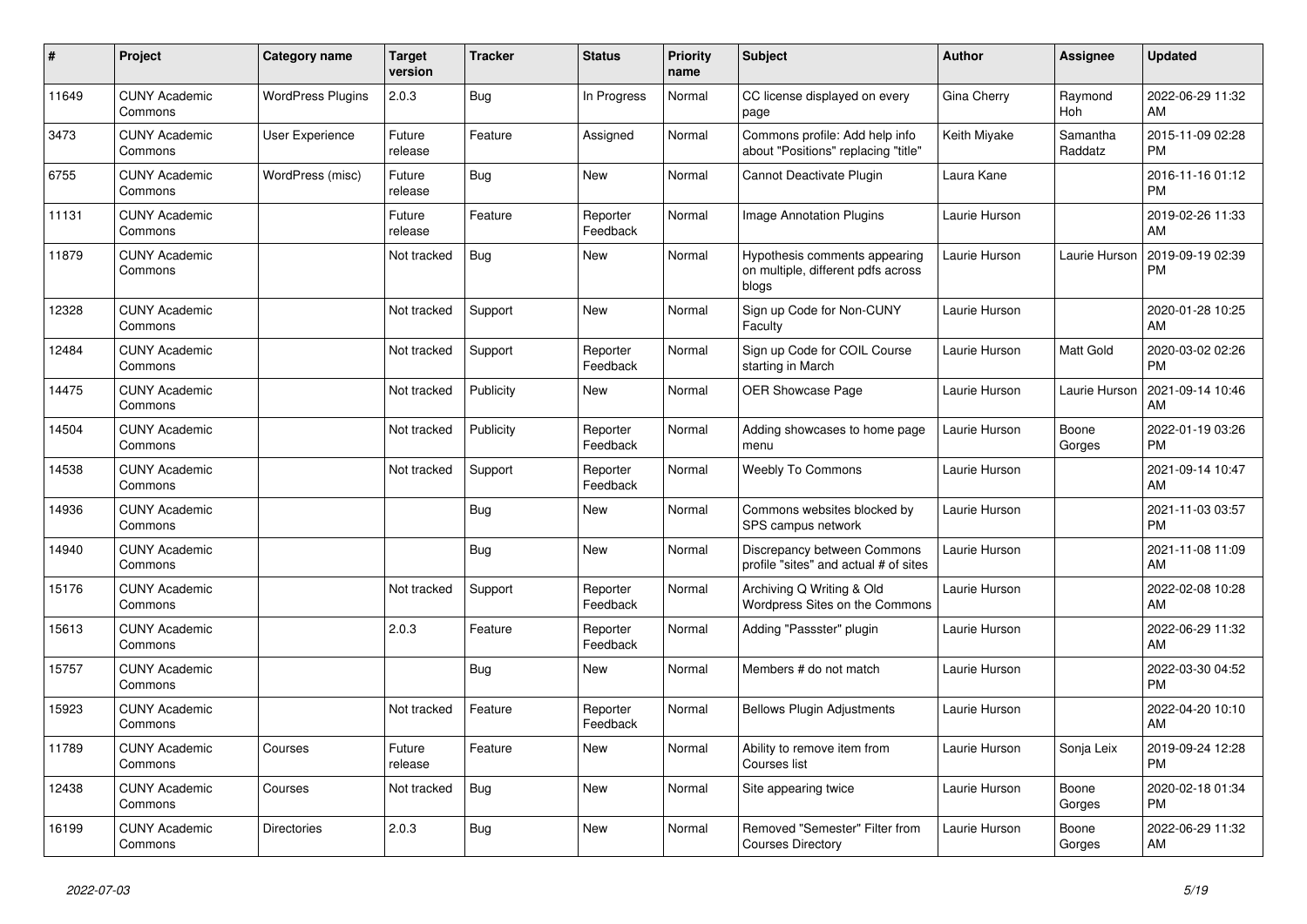| # | Project | Category name | Target version | Tracker | Status | Priority name | Subject | Author | Assignee | Updated |
|---|---|---|---|---|---|---|---|---|---|---|
| 11649 | CUNY Academic Commons | WordPress Plugins | 2.0.3 | Bug | In Progress | Normal | CC license displayed on every page | Gina Cherry | Raymond Hoh | 2022-06-29 11:32 AM |
| 3473 | CUNY Academic Commons | User Experience | Future release | Feature | Assigned | Normal | Commons profile: Add help info about "Positions" replacing "title" | Keith Miyake | Samantha Raddatz | 2015-11-09 02:28 PM |
| 6755 | CUNY Academic Commons | WordPress (misc) | Future release | Bug | New | Normal | Cannot Deactivate Plugin | Laura Kane | | 2016-11-16 01:12 PM |
| 11131 | CUNY Academic Commons | | Future release | Feature | Reporter Feedback | Normal | Image Annotation Plugins | Laurie Hurson | | 2019-02-26 11:33 AM |
| 11879 | CUNY Academic Commons | | Not tracked | Bug | New | Normal | Hypothesis comments appearing on multiple, different pdfs across blogs | Laurie Hurson | Laurie Hurson | 2019-09-19 02:39 PM |
| 12328 | CUNY Academic Commons | | Not tracked | Support | New | Normal | Sign up Code for Non-CUNY Faculty | Laurie Hurson | | 2020-01-28 10:25 AM |
| 12484 | CUNY Academic Commons | | Not tracked | Support | Reporter Feedback | Normal | Sign up Code for COIL Course starting in March | Laurie Hurson | Matt Gold | 2020-03-02 02:26 PM |
| 14475 | CUNY Academic Commons | | Not tracked | Publicity | New | Normal | OER Showcase Page | Laurie Hurson | Laurie Hurson | 2021-09-14 10:46 AM |
| 14504 | CUNY Academic Commons | | Not tracked | Publicity | Reporter Feedback | Normal | Adding showcases to home page menu | Laurie Hurson | Boone Gorges | 2022-01-19 03:26 PM |
| 14538 | CUNY Academic Commons | | Not tracked | Support | Reporter Feedback | Normal | Weebly To Commons | Laurie Hurson | | 2021-09-14 10:47 AM |
| 14936 | CUNY Academic Commons | | | Bug | New | Normal | Commons websites blocked by SPS campus network | Laurie Hurson | | 2021-11-03 03:57 PM |
| 14940 | CUNY Academic Commons | | | Bug | New | Normal | Discrepancy between Commons profile "sites" and actual # of sites | Laurie Hurson | | 2021-11-08 11:09 AM |
| 15176 | CUNY Academic Commons | | Not tracked | Support | Reporter Feedback | Normal | Archiving Q Writing & Old Wordpress Sites on the Commons | Laurie Hurson | | 2022-02-08 10:28 AM |
| 15613 | CUNY Academic Commons | | 2.0.3 | Feature | Reporter Feedback | Normal | Adding "Passster" plugin | Laurie Hurson | | 2022-06-29 11:32 AM |
| 15757 | CUNY Academic Commons | | | Bug | New | Normal | Members # do not match | Laurie Hurson | | 2022-03-30 04:52 PM |
| 15923 | CUNY Academic Commons | | Not tracked | Feature | Reporter Feedback | Normal | Bellows Plugin Adjustments | Laurie Hurson | | 2022-04-20 10:10 AM |
| 11789 | CUNY Academic Commons | Courses | Future release | Feature | New | Normal | Ability to remove item from Courses list | Laurie Hurson | Sonja Leix | 2019-09-24 12:28 PM |
| 12438 | CUNY Academic Commons | Courses | Not tracked | Bug | New | Normal | Site appearing twice | Laurie Hurson | Boone Gorges | 2020-02-18 01:34 PM |
| 16199 | CUNY Academic Commons | Directories | 2.0.3 | Bug | New | Normal | Removed "Semester" Filter from Courses Directory | Laurie Hurson | Boone Gorges | 2022-06-29 11:32 AM |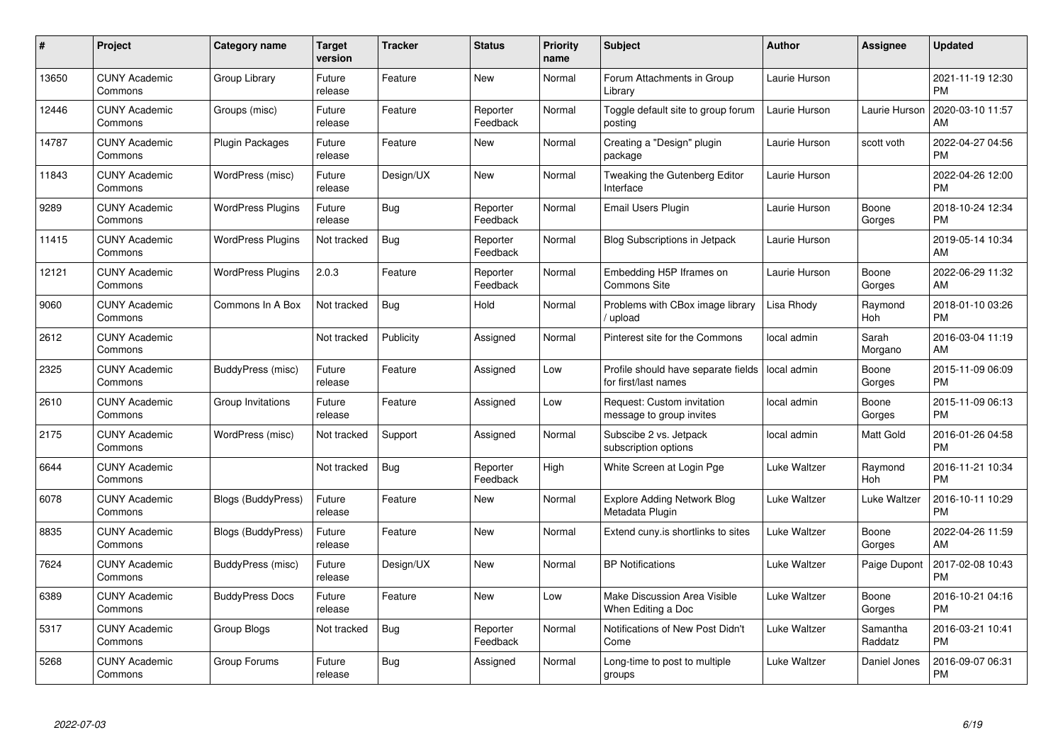| # | Project | Category name | Target version | Tracker | Status | Priority name | Subject | Author | Assignee | Updated |
|---|---|---|---|---|---|---|---|---|---|---|
| 13650 | CUNY Academic Commons | Group Library | Future release | Feature | New | Normal | Forum Attachments in Group Library | Laurie Hurson | | 2021-11-19 12:30 PM |
| 12446 | CUNY Academic Commons | Groups (misc) | Future release | Feature | Reporter Feedback | Normal | Toggle default site to group forum posting | Laurie Hurson | Laurie Hurson | 2020-03-10 11:57 AM |
| 14787 | CUNY Academic Commons | Plugin Packages | Future release | Feature | New | Normal | Creating a "Design" plugin package | Laurie Hurson | scott voth | 2022-04-27 04:56 PM |
| 11843 | CUNY Academic Commons | WordPress (misc) | Future release | Design/UX | New | Normal | Tweaking the Gutenberg Editor Interface | Laurie Hurson | | 2022-04-26 12:00 PM |
| 9289 | CUNY Academic Commons | WordPress Plugins | Future release | Bug | Reporter Feedback | Normal | Email Users Plugin | Laurie Hurson | Boone Gorges | 2018-10-24 12:34 PM |
| 11415 | CUNY Academic Commons | WordPress Plugins | Not tracked | Bug | Reporter Feedback | Normal | Blog Subscriptions in Jetpack | Laurie Hurson | | 2019-05-14 10:34 AM |
| 12121 | CUNY Academic Commons | WordPress Plugins | 2.0.3 | Feature | Reporter Feedback | Normal | Embedding H5P Iframes on Commons Site | Laurie Hurson | Boone Gorges | 2022-06-29 11:32 AM |
| 9060 | CUNY Academic Commons | Commons In A Box | Not tracked | Bug | Hold | Normal | Problems with CBox image library / upload | Lisa Rhody | Raymond Hoh | 2018-01-10 03:26 PM |
| 2612 | CUNY Academic Commons | | Not tracked | Publicity | Assigned | Normal | Pinterest site for the Commons | local admin | Sarah Morgano | 2016-03-04 11:19 AM |
| 2325 | CUNY Academic Commons | BuddyPress (misc) | Future release | Feature | Assigned | Low | Profile should have separate fields for first/last names | local admin | Boone Gorges | 2015-11-09 06:09 PM |
| 2610 | CUNY Academic Commons | Group Invitations | Future release | Feature | Assigned | Low | Request: Custom invitation message to group invites | local admin | Boone Gorges | 2015-11-09 06:13 PM |
| 2175 | CUNY Academic Commons | WordPress (misc) | Not tracked | Support | Assigned | Normal | Subscibe 2 vs. Jetpack subscription options | local admin | Matt Gold | 2016-01-26 04:58 PM |
| 6644 | CUNY Academic Commons | | Not tracked | Bug | Reporter Feedback | High | White Screen at Login Pge | Luke Waltzer | Raymond Hoh | 2016-11-21 10:34 PM |
| 6078 | CUNY Academic Commons | Blogs (BuddyPress) | Future release | Feature | New | Normal | Explore Adding Network Blog Metadata Plugin | Luke Waltzer | Luke Waltzer | 2016-10-11 10:29 PM |
| 8835 | CUNY Academic Commons | Blogs (BuddyPress) | Future release | Feature | New | Normal | Extend cuny.is shortlinks to sites | Luke Waltzer | Boone Gorges | 2022-04-26 11:59 AM |
| 7624 | CUNY Academic Commons | BuddyPress (misc) | Future release | Design/UX | New | Normal | BP Notifications | Luke Waltzer | Paige Dupont | 2017-02-08 10:43 PM |
| 6389 | CUNY Academic Commons | BuddyPress Docs | Future release | Feature | New | Low | Make Discussion Area Visible When Editing a Doc | Luke Waltzer | Boone Gorges | 2016-10-21 04:16 PM |
| 5317 | CUNY Academic Commons | Group Blogs | Not tracked | Bug | Reporter Feedback | Normal | Notifications of New Post Didn't Come | Luke Waltzer | Samantha Raddatz | 2016-03-21 10:41 PM |
| 5268 | CUNY Academic Commons | Group Forums | Future release | Bug | Assigned | Normal | Long-time to post to multiple groups | Luke Waltzer | Daniel Jones | 2016-09-07 06:31 PM |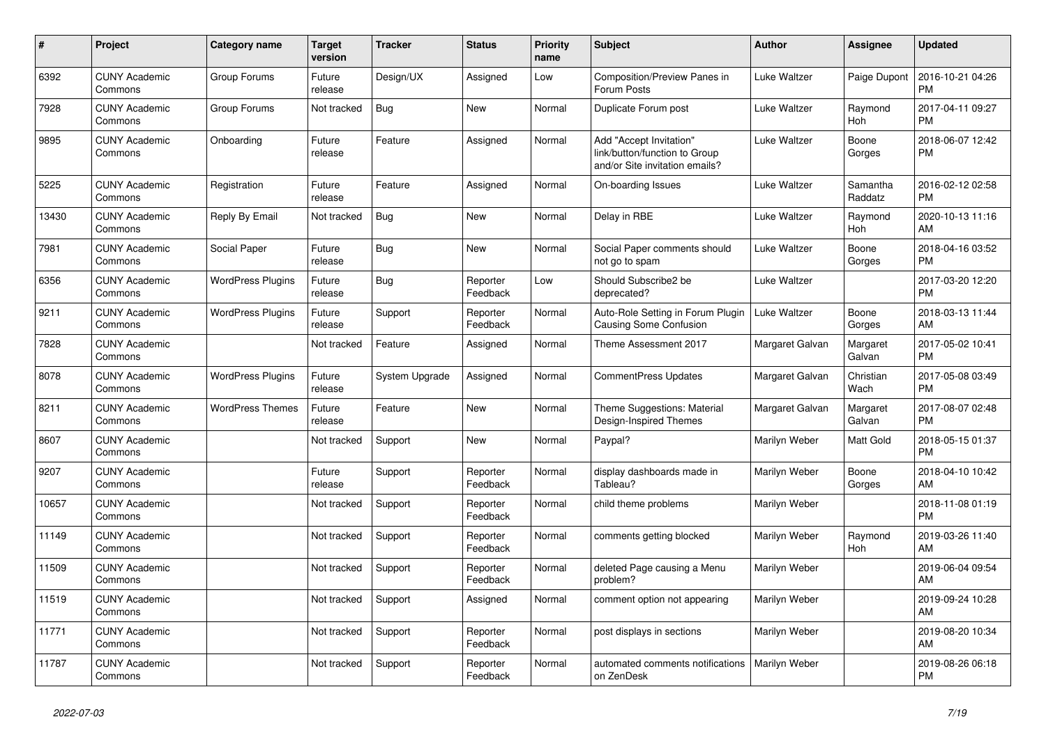| # | Project | Category name | Target version | Tracker | Status | Priority name | Subject | Author | Assignee | Updated |
|---|---|---|---|---|---|---|---|---|---|---|
| 6392 | CUNY Academic Commons | Group Forums | Future release | Design/UX | Assigned | Low | Composition/Preview Panes in Forum Posts | Luke Waltzer | Paige Dupont | 2016-10-21 04:26 PM |
| 7928 | CUNY Academic Commons | Group Forums | Not tracked | Bug | New | Normal | Duplicate Forum post | Luke Waltzer | Raymond Hoh | 2017-04-11 09:27 PM |
| 9895 | CUNY Academic Commons | Onboarding | Future release | Feature | Assigned | Normal | Add "Accept Invitation" link/button/function to Group and/or Site invitation emails? | Luke Waltzer | Boone Gorges | 2018-06-07 12:42 PM |
| 5225 | CUNY Academic Commons | Registration | Future release | Feature | Assigned | Normal | On-boarding Issues | Luke Waltzer | Samantha Raddatz | 2016-02-12 02:58 PM |
| 13430 | CUNY Academic Commons | Reply By Email | Not tracked | Bug | New | Normal | Delay in RBE | Luke Waltzer | Raymond Hoh | 2020-10-13 11:16 AM |
| 7981 | CUNY Academic Commons | Social Paper | Future release | Bug | New | Normal | Social Paper comments should not go to spam | Luke Waltzer | Boone Gorges | 2018-04-16 03:52 PM |
| 6356 | CUNY Academic Commons | WordPress Plugins | Future release | Bug | Reporter Feedback | Low | Should Subscribe2 be deprecated? | Luke Waltzer | | 2017-03-20 12:20 PM |
| 9211 | CUNY Academic Commons | WordPress Plugins | Future release | Support | Reporter Feedback | Normal | Auto-Role Setting in Forum Plugin Causing Some Confusion | Luke Waltzer | Boone Gorges | 2018-03-13 11:44 AM |
| 7828 | CUNY Academic Commons | | Not tracked | Feature | Assigned | Normal | Theme Assessment 2017 | Margaret Galvan | Margaret Galvan | 2017-05-02 10:41 PM |
| 8078 | CUNY Academic Commons | WordPress Plugins | Future release | System Upgrade | Assigned | Normal | CommentPress Updates | Margaret Galvan | Christian Wach | 2017-05-08 03:49 PM |
| 8211 | CUNY Academic Commons | WordPress Themes | Future release | Feature | New | Normal | Theme Suggestions: Material Design-Inspired Themes | Margaret Galvan | Margaret Galvan | 2017-08-07 02:48 PM |
| 8607 | CUNY Academic Commons | | Not tracked | Support | New | Normal | Paypal? | Marilyn Weber | Matt Gold | 2018-05-15 01:37 PM |
| 9207 | CUNY Academic Commons | | Future release | Support | Reporter Feedback | Normal | display dashboards made in Tableau? | Marilyn Weber | Boone Gorges | 2018-04-10 10:42 AM |
| 10657 | CUNY Academic Commons | | Not tracked | Support | Reporter Feedback | Normal | child theme problems | Marilyn Weber | | 2018-11-08 01:19 PM |
| 11149 | CUNY Academic Commons | | Not tracked | Support | Reporter Feedback | Normal | comments getting blocked | Marilyn Weber | Raymond Hoh | 2019-03-26 11:40 AM |
| 11509 | CUNY Academic Commons | | Not tracked | Support | Reporter Feedback | Normal | deleted Page causing a Menu problem? | Marilyn Weber | | 2019-06-04 09:54 AM |
| 11519 | CUNY Academic Commons | | Not tracked | Support | Assigned | Normal | comment option not appearing | Marilyn Weber | | 2019-09-24 10:28 AM |
| 11771 | CUNY Academic Commons | | Not tracked | Support | Reporter Feedback | Normal | post displays in sections | Marilyn Weber | | 2019-08-20 10:34 AM |
| 11787 | CUNY Academic Commons | | Not tracked | Support | Reporter Feedback | Normal | automated comments notifications on ZenDesk | Marilyn Weber | | 2019-08-26 06:18 PM |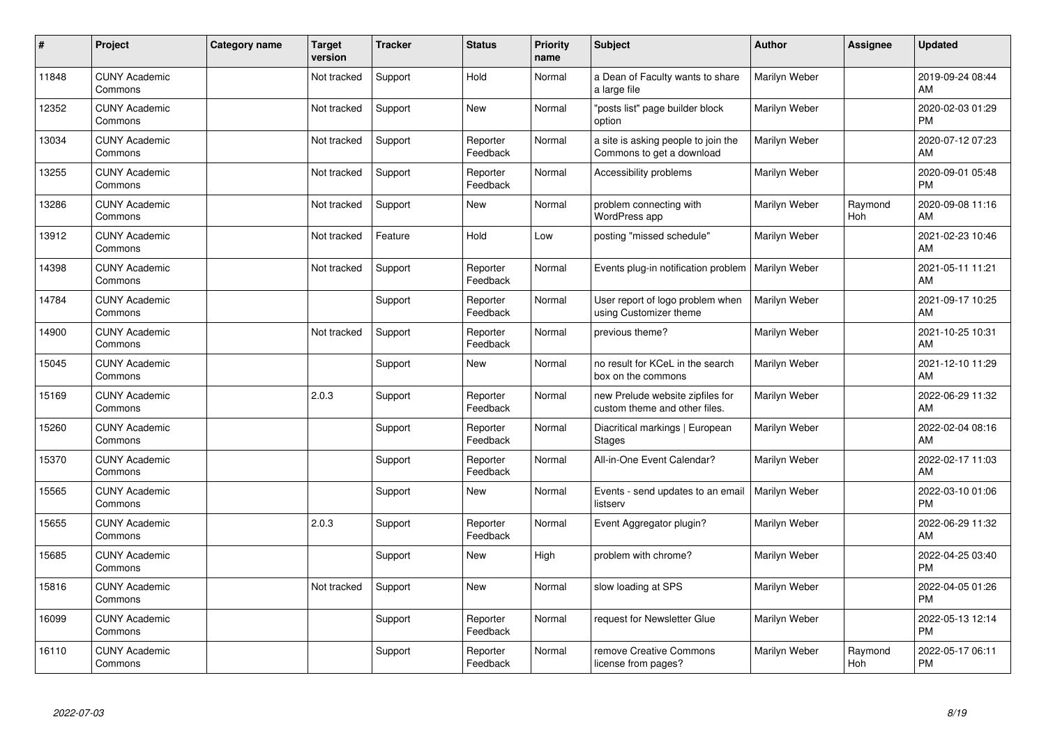| # | Project | Category name | Target version | Tracker | Status | Priority name | Subject | Author | Assignee | Updated |
|---|---|---|---|---|---|---|---|---|---|---|
| 11848 | CUNY Academic Commons | | Not tracked | Support | Hold | Normal | a Dean of Faculty wants to share a large file | Marilyn Weber | | 2019-09-24 08:44 AM |
| 12352 | CUNY Academic Commons | | Not tracked | Support | New | Normal | "posts list" page builder block option | Marilyn Weber | | 2020-02-03 01:29 PM |
| 13034 | CUNY Academic Commons | | Not tracked | Support | Reporter Feedback | Normal | a site is asking people to join the Commons to get a download | Marilyn Weber | | 2020-07-12 07:23 AM |
| 13255 | CUNY Academic Commons | | Not tracked | Support | Reporter Feedback | Normal | Accessibility problems | Marilyn Weber | | 2020-09-01 05:48 PM |
| 13286 | CUNY Academic Commons | | Not tracked | Support | New | Normal | problem connecting with WordPress app | Marilyn Weber | Raymond Hoh | 2020-09-08 11:16 AM |
| 13912 | CUNY Academic Commons | | Not tracked | Feature | Hold | Low | posting "missed schedule" | Marilyn Weber | | 2021-02-23 10:46 AM |
| 14398 | CUNY Academic Commons | | Not tracked | Support | Reporter Feedback | Normal | Events plug-in notification problem | Marilyn Weber | | 2021-05-11 11:21 AM |
| 14784 | CUNY Academic Commons | | | Support | Reporter Feedback | Normal | User report of logo problem when using Customizer theme | Marilyn Weber | | 2021-09-17 10:25 AM |
| 14900 | CUNY Academic Commons | | Not tracked | Support | Reporter Feedback | Normal | previous theme? | Marilyn Weber | | 2021-10-25 10:31 AM |
| 15045 | CUNY Academic Commons | | | Support | New | Normal | no result for KCeL in the search box on the commons | Marilyn Weber | | 2021-12-10 11:29 AM |
| 15169 | CUNY Academic Commons | | 2.0.3 | Support | Reporter Feedback | Normal | new Prelude website zipfiles for custom theme and other files. | Marilyn Weber | | 2022-06-29 11:32 AM |
| 15260 | CUNY Academic Commons | | | Support | Reporter Feedback | Normal | Diacritical markings \| European Stages | Marilyn Weber | | 2022-02-04 08:16 AM |
| 15370 | CUNY Academic Commons | | | Support | Reporter Feedback | Normal | All-in-One Event Calendar? | Marilyn Weber | | 2022-02-17 11:03 AM |
| 15565 | CUNY Academic Commons | | | Support | New | Normal | Events - send updates to an email listserv | Marilyn Weber | | 2022-03-10 01:06 PM |
| 15655 | CUNY Academic Commons | | 2.0.3 | Support | Reporter Feedback | Normal | Event Aggregator plugin? | Marilyn Weber | | 2022-06-29 11:32 AM |
| 15685 | CUNY Academic Commons | | | Support | New | High | problem with chrome? | Marilyn Weber | | 2022-04-25 03:40 PM |
| 15816 | CUNY Academic Commons | | Not tracked | Support | New | Normal | slow loading at SPS | Marilyn Weber | | 2022-04-05 01:26 PM |
| 16099 | CUNY Academic Commons | | | Support | Reporter Feedback | Normal | request for Newsletter Glue | Marilyn Weber | | 2022-05-13 12:14 PM |
| 16110 | CUNY Academic Commons | | | Support | Reporter Feedback | Normal | remove Creative Commons license from pages? | Marilyn Weber | Raymond Hoh | 2022-05-17 06:11 PM |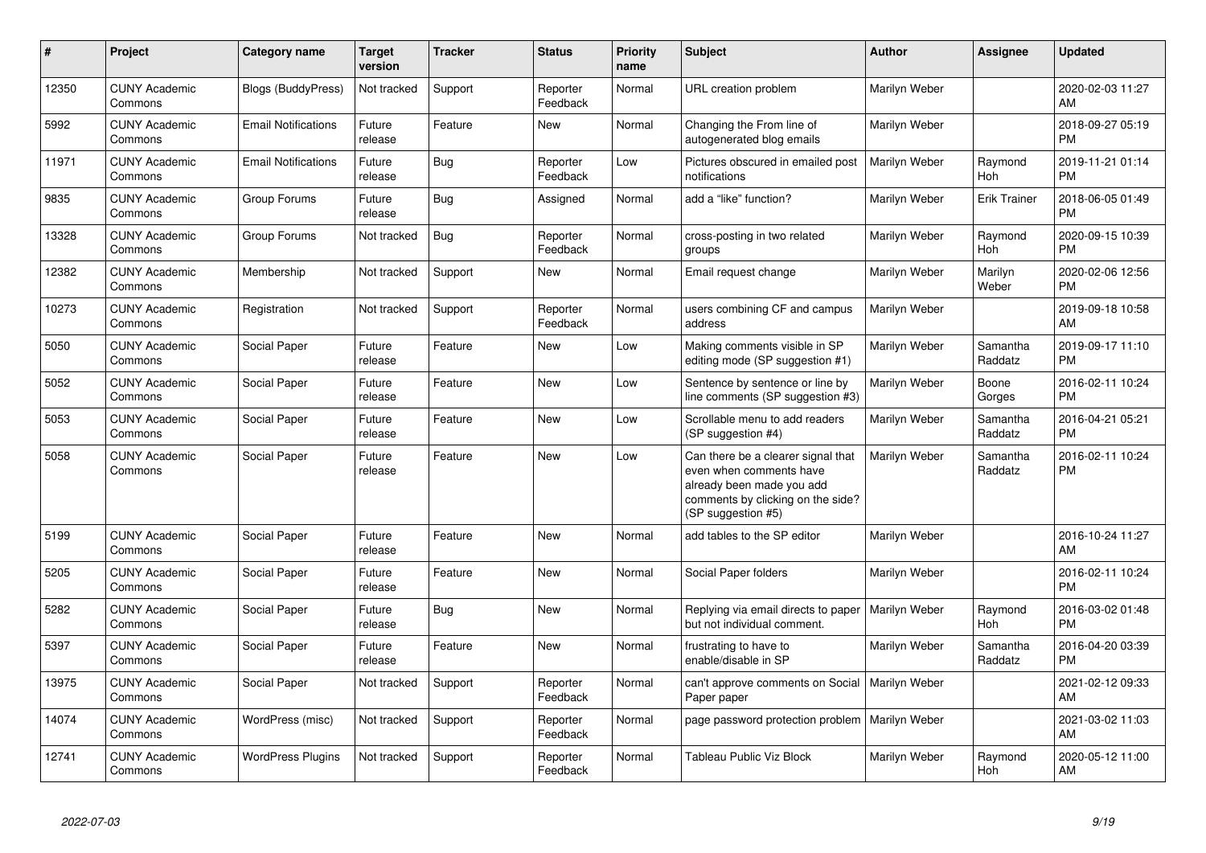| # | Project | Category name | Target version | Tracker | Status | Priority name | Subject | Author | Assignee | Updated |
|---|---|---|---|---|---|---|---|---|---|---|
| 12350 | CUNY Academic Commons | Blogs (BuddyPress) | Not tracked | Support | Reporter Feedback | Normal | URL creation problem | Marilyn Weber | | 2020-02-03 11:27 AM |
| 5992 | CUNY Academic Commons | Email Notifications | Future release | Feature | New | Normal | Changing the From line of autogenerated blog emails | Marilyn Weber | | 2018-09-27 05:19 PM |
| 11971 | CUNY Academic Commons | Email Notifications | Future release | Bug | Reporter Feedback | Low | Pictures obscured in emailed post notifications | Marilyn Weber | Raymond Hoh | 2019-11-21 01:14 PM |
| 9835 | CUNY Academic Commons | Group Forums | Future release | Bug | Assigned | Normal | add a "like" function? | Marilyn Weber | Erik Trainer | 2018-06-05 01:49 PM |
| 13328 | CUNY Academic Commons | Group Forums | Not tracked | Bug | Reporter Feedback | Normal | cross-posting in two related groups | Marilyn Weber | Raymond Hoh | 2020-09-15 10:39 PM |
| 12382 | CUNY Academic Commons | Membership | Not tracked | Support | New | Normal | Email request change | Marilyn Weber | Marilyn Weber | 2020-02-06 12:56 PM |
| 10273 | CUNY Academic Commons | Registration | Not tracked | Support | Reporter Feedback | Normal | users combining CF and campus address | Marilyn Weber | | 2019-09-18 10:58 AM |
| 5050 | CUNY Academic Commons | Social Paper | Future release | Feature | New | Low | Making comments visible in SP editing mode (SP suggestion #1) | Marilyn Weber | Samantha Raddatz | 2019-09-17 11:10 PM |
| 5052 | CUNY Academic Commons | Social Paper | Future release | Feature | New | Low | Sentence by sentence or line by line comments (SP suggestion #3) | Marilyn Weber | Boone Gorges | 2016-02-11 10:24 PM |
| 5053 | CUNY Academic Commons | Social Paper | Future release | Feature | New | Low | Scrollable menu to add readers (SP suggestion #4) | Marilyn Weber | Samantha Raddatz | 2016-04-21 05:21 PM |
| 5058 | CUNY Academic Commons | Social Paper | Future release | Feature | New | Low | Can there be a clearer signal that even when comments have already been made you add comments by clicking on the side? (SP suggestion #5) | Marilyn Weber | Samantha Raddatz | 2016-02-11 10:24 PM |
| 5199 | CUNY Academic Commons | Social Paper | Future release | Feature | New | Normal | add tables to the SP editor | Marilyn Weber | | 2016-10-24 11:27 AM |
| 5205 | CUNY Academic Commons | Social Paper | Future release | Feature | New | Normal | Social Paper folders | Marilyn Weber | | 2016-02-11 10:24 PM |
| 5282 | CUNY Academic Commons | Social Paper | Future release | Bug | New | Normal | Replying via email directs to paper but not individual comment. | Marilyn Weber | Raymond Hoh | 2016-03-02 01:48 PM |
| 5397 | CUNY Academic Commons | Social Paper | Future release | Feature | New | Normal | frustrating to have to enable/disable in SP | Marilyn Weber | Samantha Raddatz | 2016-04-20 03:39 PM |
| 13975 | CUNY Academic Commons | Social Paper | Not tracked | Support | Reporter Feedback | Normal | can't approve comments on Social Paper paper | Marilyn Weber | | 2021-02-12 09:33 AM |
| 14074 | CUNY Academic Commons | WordPress (misc) | Not tracked | Support | Reporter Feedback | Normal | page password protection problem | Marilyn Weber | | 2021-03-02 11:03 AM |
| 12741 | CUNY Academic Commons | WordPress Plugins | Not tracked | Support | Reporter Feedback | Normal | Tableau Public Viz Block | Marilyn Weber | Raymond Hoh | 2020-05-12 11:00 AM |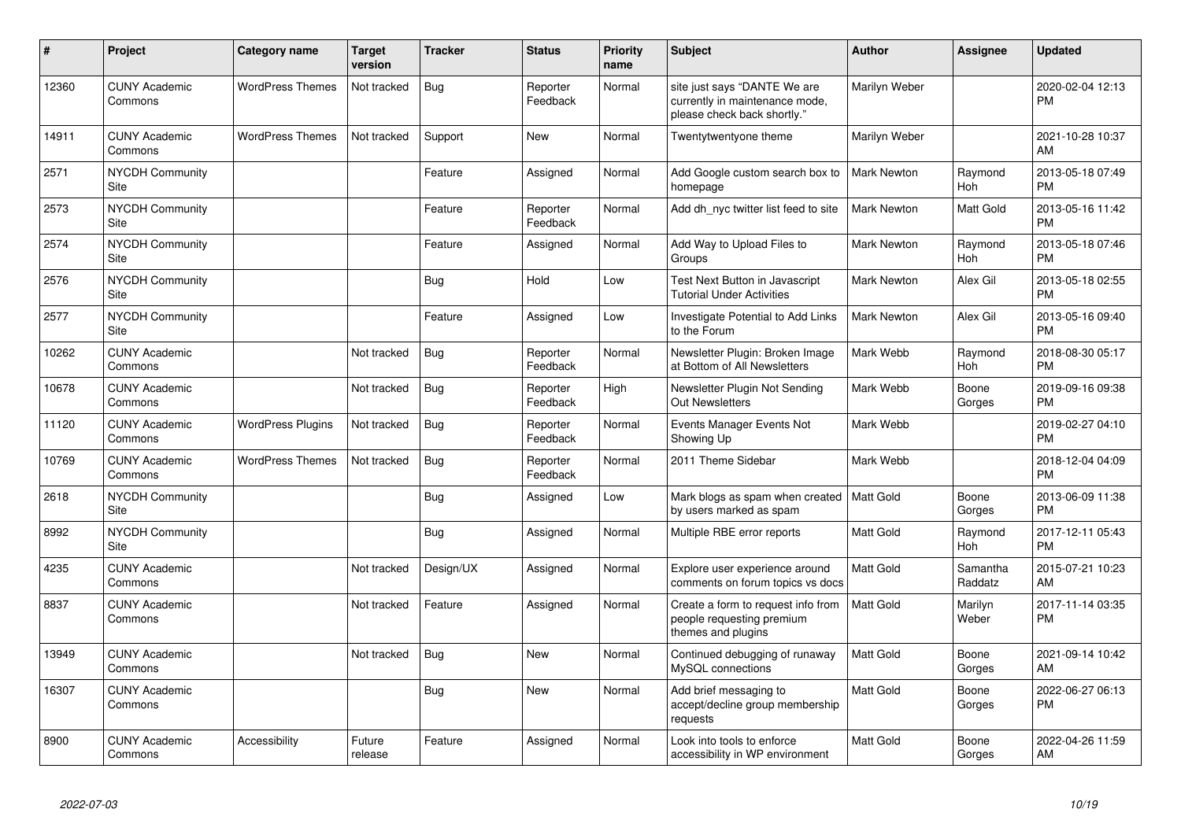| # | Project | Category name | Target version | Tracker | Status | Priority name | Subject | Author | Assignee | Updated |
|---|---|---|---|---|---|---|---|---|---|---|
| 12360 | CUNY Academic Commons | WordPress Themes | Not tracked | Bug | Reporter Feedback | Normal | site just says "DANTE We are currently in maintenance mode, please check back shortly." | Marilyn Weber | | 2020-02-04 12:13 PM |
| 14911 | CUNY Academic Commons | WordPress Themes | Not tracked | Support | New | Normal | Twentytwentyone theme | Marilyn Weber | | 2021-10-28 10:37 AM |
| 2571 | NYCDH Community Site | | | Feature | Assigned | Normal | Add Google custom search box to homepage | Mark Newton | Raymond Hoh | 2013-05-18 07:49 PM |
| 2573 | NYCDH Community Site | | | Feature | Reporter Feedback | Normal | Add dh_nyc twitter list feed to site | Mark Newton | Matt Gold | 2013-05-16 11:42 PM |
| 2574 | NYCDH Community Site | | | Feature | Assigned | Normal | Add Way to Upload Files to Groups | Mark Newton | Raymond Hoh | 2013-05-18 07:46 PM |
| 2576 | NYCDH Community Site | | | Bug | Hold | Low | Test Next Button in Javascript Tutorial Under Activities | Mark Newton | Alex Gil | 2013-05-18 02:55 PM |
| 2577 | NYCDH Community Site | | | Feature | Assigned | Low | Investigate Potential to Add Links to the Forum | Mark Newton | Alex Gil | 2013-05-16 09:40 PM |
| 10262 | CUNY Academic Commons | | Not tracked | Bug | Reporter Feedback | Normal | Newsletter Plugin: Broken Image at Bottom of All Newsletters | Mark Webb | Raymond Hoh | 2018-08-30 05:17 PM |
| 10678 | CUNY Academic Commons | | Not tracked | Bug | Reporter Feedback | High | Newsletter Plugin Not Sending Out Newsletters | Mark Webb | Boone Gorges | 2019-09-16 09:38 PM |
| 11120 | CUNY Academic Commons | WordPress Plugins | Not tracked | Bug | Reporter Feedback | Normal | Events Manager Events Not Showing Up | Mark Webb | | 2019-02-27 04:10 PM |
| 10769 | CUNY Academic Commons | WordPress Themes | Not tracked | Bug | Reporter Feedback | Normal | 2011 Theme Sidebar | Mark Webb | | 2018-12-04 04:09 PM |
| 2618 | NYCDH Community Site | | | Bug | Assigned | Low | Mark blogs as spam when created by users marked as spam | Matt Gold | Boone Gorges | 2013-06-09 11:38 PM |
| 8992 | NYCDH Community Site | | | Bug | Assigned | Normal | Multiple RBE error reports | Matt Gold | Raymond Hoh | 2017-12-11 05:43 PM |
| 4235 | CUNY Academic Commons | | Not tracked | Design/UX | Assigned | Normal | Explore user experience around comments on forum topics vs docs | Matt Gold | Samantha Raddatz | 2015-07-21 10:23 AM |
| 8837 | CUNY Academic Commons | | Not tracked | Feature | Assigned | Normal | Create a form to request info from people requesting premium themes and plugins | Matt Gold | Marilyn Weber | 2017-11-14 03:35 PM |
| 13949 | CUNY Academic Commons | | Not tracked | Bug | New | Normal | Continued debugging of runaway MySQL connections | Matt Gold | Boone Gorges | 2021-09-14 10:42 AM |
| 16307 | CUNY Academic Commons | | | Bug | New | Normal | Add brief messaging to accept/decline group membership requests | Matt Gold | Boone Gorges | 2022-06-27 06:13 PM |
| 8900 | CUNY Academic Commons | Accessibility | Future release | Feature | Assigned | Normal | Look into tools to enforce accessibility in WP environment | Matt Gold | Boone Gorges | 2022-04-26 11:59 AM |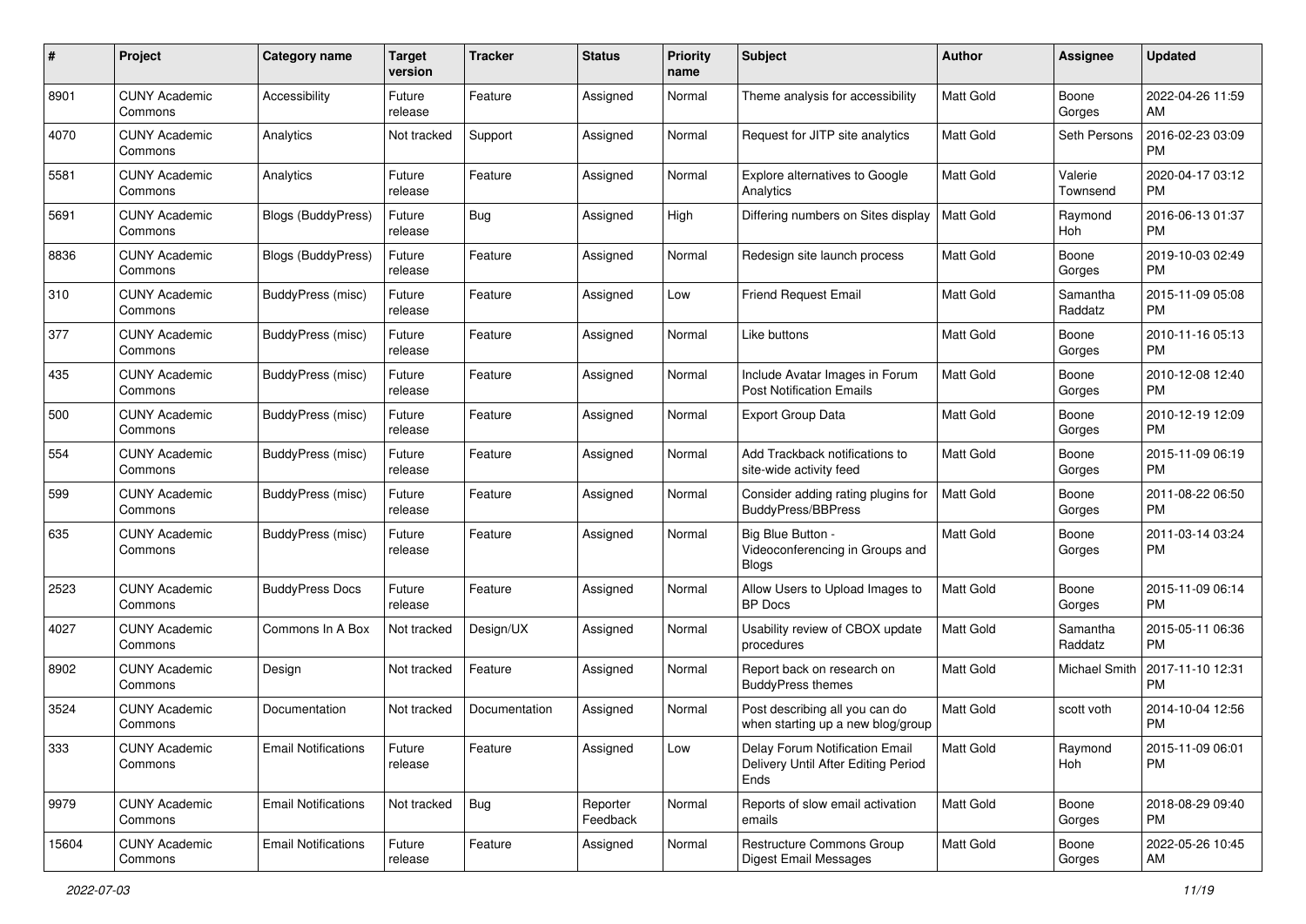| # | Project | Category name | Target version | Tracker | Status | Priority name | Subject | Author | Assignee | Updated |
|---|---|---|---|---|---|---|---|---|---|---|
| 8901 | CUNY Academic Commons | Accessibility | Future release | Feature | Assigned | Normal | Theme analysis for accessibility | Matt Gold | Boone Gorges | 2022-04-26 11:59 AM |
| 4070 | CUNY Academic Commons | Analytics | Not tracked | Support | Assigned | Normal | Request for JITP site analytics | Matt Gold | Seth Persons | 2016-02-23 03:09 PM |
| 5581 | CUNY Academic Commons | Analytics | Future release | Feature | Assigned | Normal | Explore alternatives to Google Analytics | Matt Gold | Valerie Townsend | 2020-04-17 03:12 PM |
| 5691 | CUNY Academic Commons | Blogs (BuddyPress) | Future release | Bug | Assigned | High | Differing numbers on Sites display | Matt Gold | Raymond Hoh | 2016-06-13 01:37 PM |
| 8836 | CUNY Academic Commons | Blogs (BuddyPress) | Future release | Feature | Assigned | Normal | Redesign site launch process | Matt Gold | Boone Gorges | 2019-10-03 02:49 PM |
| 310 | CUNY Academic Commons | BuddyPress (misc) | Future release | Feature | Assigned | Low | Friend Request Email | Matt Gold | Samantha Raddatz | 2015-11-09 05:08 PM |
| 377 | CUNY Academic Commons | BuddyPress (misc) | Future release | Feature | Assigned | Normal | Like buttons | Matt Gold | Boone Gorges | 2010-11-16 05:13 PM |
| 435 | CUNY Academic Commons | BuddyPress (misc) | Future release | Feature | Assigned | Normal | Include Avatar Images in Forum Post Notification Emails | Matt Gold | Boone Gorges | 2010-12-08 12:40 PM |
| 500 | CUNY Academic Commons | BuddyPress (misc) | Future release | Feature | Assigned | Normal | Export Group Data | Matt Gold | Boone Gorges | 2010-12-19 12:09 PM |
| 554 | CUNY Academic Commons | BuddyPress (misc) | Future release | Feature | Assigned | Normal | Add Trackback notifications to site-wide activity feed | Matt Gold | Boone Gorges | 2015-11-09 06:19 PM |
| 599 | CUNY Academic Commons | BuddyPress (misc) | Future release | Feature | Assigned | Normal | Consider adding rating plugins for BuddyPress/BBPress | Matt Gold | Boone Gorges | 2011-08-22 06:50 PM |
| 635 | CUNY Academic Commons | BuddyPress (misc) | Future release | Feature | Assigned | Normal | Big Blue Button - Videoconferencing in Groups and Blogs | Matt Gold | Boone Gorges | 2011-03-14 03:24 PM |
| 2523 | CUNY Academic Commons | BuddyPress Docs | Future release | Feature | Assigned | Normal | Allow Users to Upload Images to BP Docs | Matt Gold | Boone Gorges | 2015-11-09 06:14 PM |
| 4027 | CUNY Academic Commons | Commons In A Box | Not tracked | Design/UX | Assigned | Normal | Usability review of CBOX update procedures | Matt Gold | Samantha Raddatz | 2015-05-11 06:36 PM |
| 8902 | CUNY Academic Commons | Design | Not tracked | Feature | Assigned | Normal | Report back on research on BuddyPress themes | Matt Gold | Michael Smith | 2017-11-10 12:31 PM |
| 3524 | CUNY Academic Commons | Documentation | Not tracked | Documentation | Assigned | Normal | Post describing all you can do when starting up a new blog/group | Matt Gold | scott voth | 2014-10-04 12:56 PM |
| 333 | CUNY Academic Commons | Email Notifications | Future release | Feature | Assigned | Low | Delay Forum Notification Email Delivery Until After Editing Period Ends | Matt Gold | Raymond Hoh | 2015-11-09 06:01 PM |
| 9979 | CUNY Academic Commons | Email Notifications | Not tracked | Bug | Reporter Feedback | Normal | Reports of slow email activation emails | Matt Gold | Boone Gorges | 2018-08-29 09:40 PM |
| 15604 | CUNY Academic Commons | Email Notifications | Future release | Feature | Assigned | Normal | Restructure Commons Group Digest Email Messages | Matt Gold | Boone Gorges | 2022-05-26 10:45 AM |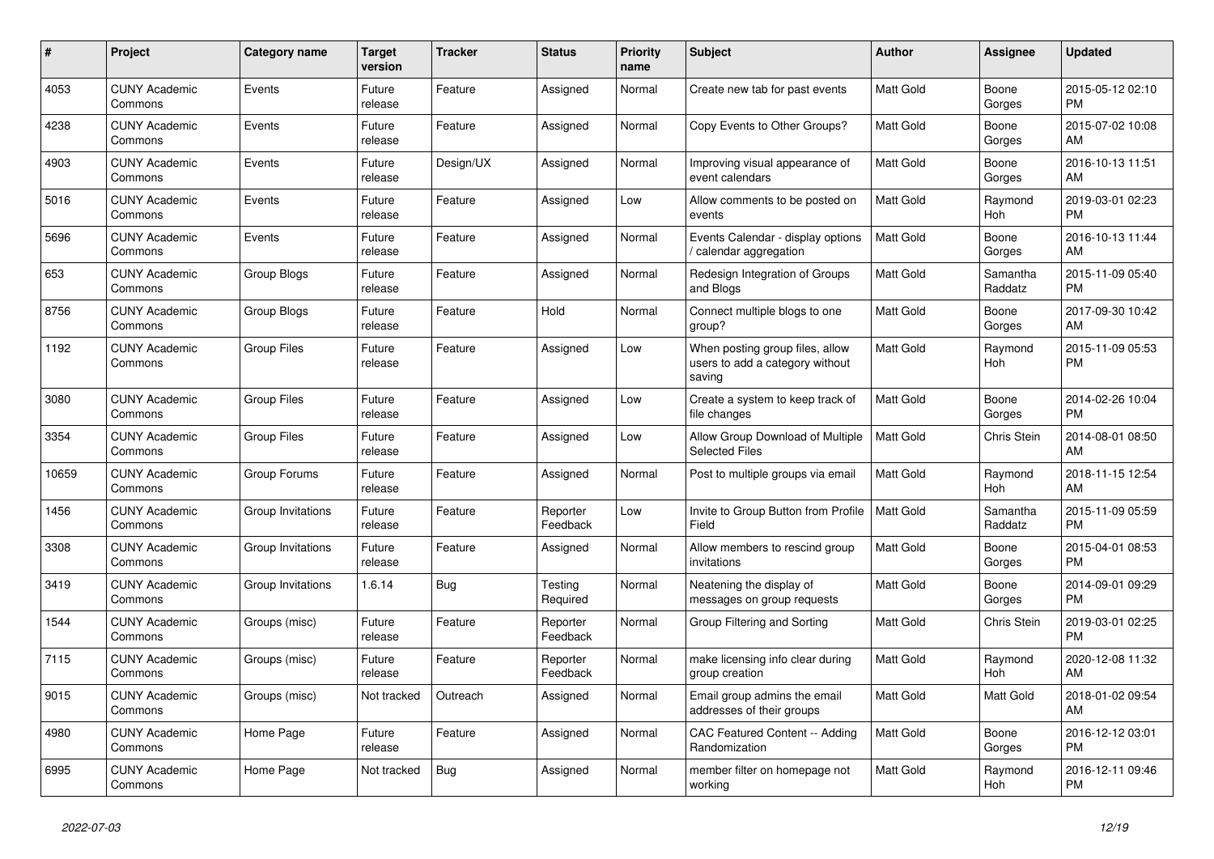| # | Project | Category name | Target version | Tracker | Status | Priority name | Subject | Author | Assignee | Updated |
|---|---|---|---|---|---|---|---|---|---|---|
| 4053 | CUNY Academic Commons | Events | Future release | Feature | Assigned | Normal | Create new tab for past events | Matt Gold | Boone Gorges | 2015-05-12 02:10 PM |
| 4238 | CUNY Academic Commons | Events | Future release | Feature | Assigned | Normal | Copy Events to Other Groups? | Matt Gold | Boone Gorges | 2015-07-02 10:08 AM |
| 4903 | CUNY Academic Commons | Events | Future release | Design/UX | Assigned | Normal | Improving visual appearance of event calendars | Matt Gold | Boone Gorges | 2016-10-13 11:51 AM |
| 5016 | CUNY Academic Commons | Events | Future release | Feature | Assigned | Low | Allow comments to be posted on events | Matt Gold | Raymond Hoh | 2019-03-01 02:23 PM |
| 5696 | CUNY Academic Commons | Events | Future release | Feature | Assigned | Normal | Events Calendar - display options / calendar aggregation | Matt Gold | Boone Gorges | 2016-10-13 11:44 AM |
| 653 | CUNY Academic Commons | Group Blogs | Future release | Feature | Assigned | Normal | Redesign Integration of Groups and Blogs | Matt Gold | Samantha Raddatz | 2015-11-09 05:40 PM |
| 8756 | CUNY Academic Commons | Group Blogs | Future release | Feature | Hold | Normal | Connect multiple blogs to one group? | Matt Gold | Boone Gorges | 2017-09-30 10:42 AM |
| 1192 | CUNY Academic Commons | Group Files | Future release | Feature | Assigned | Low | When posting group files, allow users to add a category without saving | Matt Gold | Raymond Hoh | 2015-11-09 05:53 PM |
| 3080 | CUNY Academic Commons | Group Files | Future release | Feature | Assigned | Low | Create a system to keep track of file changes | Matt Gold | Boone Gorges | 2014-02-26 10:04 PM |
| 3354 | CUNY Academic Commons | Group Files | Future release | Feature | Assigned | Low | Allow Group Download of Multiple Selected Files | Matt Gold | Chris Stein | 2014-08-01 08:50 AM |
| 10659 | CUNY Academic Commons | Group Forums | Future release | Feature | Assigned | Normal | Post to multiple groups via email | Matt Gold | Raymond Hoh | 2018-11-15 12:54 AM |
| 1456 | CUNY Academic Commons | Group Invitations | Future release | Feature | Reporter Feedback | Low | Invite to Group Button from Profile Field | Matt Gold | Samantha Raddatz | 2015-11-09 05:59 PM |
| 3308 | CUNY Academic Commons | Group Invitations | Future release | Feature | Assigned | Normal | Allow members to rescind group invitations | Matt Gold | Boone Gorges | 2015-04-01 08:53 PM |
| 3419 | CUNY Academic Commons | Group Invitations | 1.6.14 | Bug | Testing Required | Normal | Neatening the display of messages on group requests | Matt Gold | Boone Gorges | 2014-09-01 09:29 PM |
| 1544 | CUNY Academic Commons | Groups (misc) | Future release | Feature | Reporter Feedback | Normal | Group Filtering and Sorting | Matt Gold | Chris Stein | 2019-03-01 02:25 PM |
| 7115 | CUNY Academic Commons | Groups (misc) | Future release | Feature | Reporter Feedback | Normal | make licensing info clear during group creation | Matt Gold | Raymond Hoh | 2020-12-08 11:32 AM |
| 9015 | CUNY Academic Commons | Groups (misc) | Not tracked | Outreach | Assigned | Normal | Email group admins the email addresses of their groups | Matt Gold | Matt Gold | 2018-01-02 09:54 AM |
| 4980 | CUNY Academic Commons | Home Page | Future release | Feature | Assigned | Normal | CAC Featured Content -- Adding Randomization | Matt Gold | Boone Gorges | 2016-12-12 03:01 PM |
| 6995 | CUNY Academic Commons | Home Page | Not tracked | Bug | Assigned | Normal | member filter on homepage not working | Matt Gold | Raymond Hoh | 2016-12-11 09:46 PM |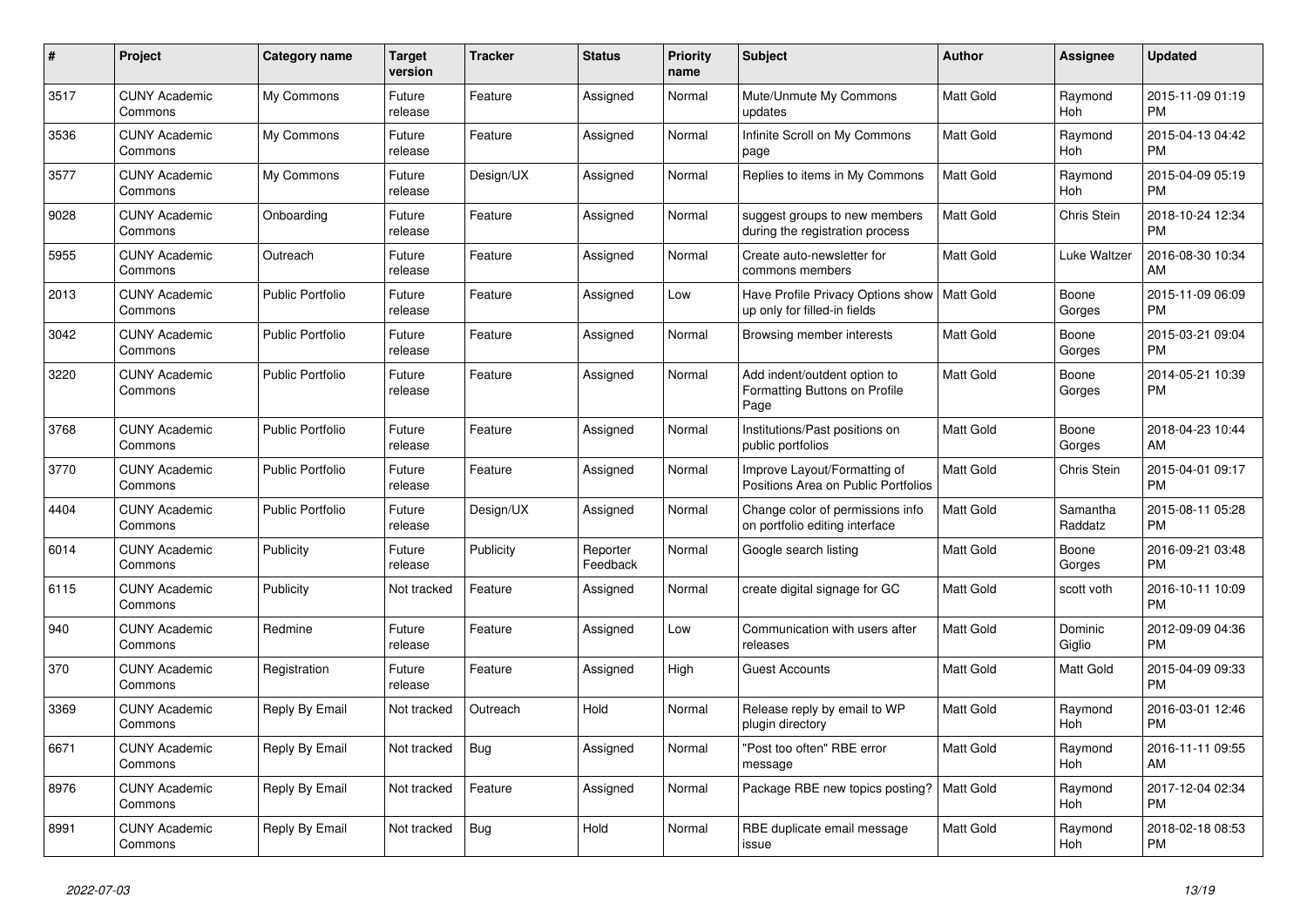| # | Project | Category name | Target version | Tracker | Status | Priority name | Subject | Author | Assignee | Updated |
|---|---|---|---|---|---|---|---|---|---|---|
| 3517 | CUNY Academic Commons | My Commons | Future release | Feature | Assigned | Normal | Mute/Unmute My Commons updates | Matt Gold | Raymond Hoh | 2015-11-09 01:19 PM |
| 3536 | CUNY Academic Commons | My Commons | Future release | Feature | Assigned | Normal | Infinite Scroll on My Commons page | Matt Gold | Raymond Hoh | 2015-04-13 04:42 PM |
| 3577 | CUNY Academic Commons | My Commons | Future release | Design/UX | Assigned | Normal | Replies to items in My Commons | Matt Gold | Raymond Hoh | 2015-04-09 05:19 PM |
| 9028 | CUNY Academic Commons | Onboarding | Future release | Feature | Assigned | Normal | suggest groups to new members during the registration process | Matt Gold | Chris Stein | 2018-10-24 12:34 PM |
| 5955 | CUNY Academic Commons | Outreach | Future release | Feature | Assigned | Normal | Create auto-newsletter for commons members | Matt Gold | Luke Waltzer | 2016-08-30 10:34 AM |
| 2013 | CUNY Academic Commons | Public Portfolio | Future release | Feature | Assigned | Low | Have Profile Privacy Options show up only for filled-in fields | Matt Gold | Boone Gorges | 2015-11-09 06:09 PM |
| 3042 | CUNY Academic Commons | Public Portfolio | Future release | Feature | Assigned | Normal | Browsing member interests | Matt Gold | Boone Gorges | 2015-03-21 09:04 PM |
| 3220 | CUNY Academic Commons | Public Portfolio | Future release | Feature | Assigned | Normal | Add indent/outdent option to Formatting Buttons on Profile Page | Matt Gold | Boone Gorges | 2014-05-21 10:39 PM |
| 3768 | CUNY Academic Commons | Public Portfolio | Future release | Feature | Assigned | Normal | Institutions/Past positions on public portfolios | Matt Gold | Boone Gorges | 2018-04-23 10:44 AM |
| 3770 | CUNY Academic Commons | Public Portfolio | Future release | Feature | Assigned | Normal | Improve Layout/Formatting of Positions Area on Public Portfolios | Matt Gold | Chris Stein | 2015-04-01 09:17 PM |
| 4404 | CUNY Academic Commons | Public Portfolio | Future release | Design/UX | Assigned | Normal | Change color of permissions info on portfolio editing interface | Matt Gold | Samantha Raddatz | 2015-08-11 05:28 PM |
| 6014 | CUNY Academic Commons | Publicity | Future release | Publicity | Reporter Feedback | Normal | Google search listing | Matt Gold | Boone Gorges | 2016-09-21 03:48 PM |
| 6115 | CUNY Academic Commons | Publicity | Not tracked | Feature | Assigned | Normal | create digital signage for GC | Matt Gold | scott voth | 2016-10-11 10:09 PM |
| 940 | CUNY Academic Commons | Redmine | Future release | Feature | Assigned | Low | Communication with users after releases | Matt Gold | Dominic Giglio | 2012-09-09 04:36 PM |
| 370 | CUNY Academic Commons | Registration | Future release | Feature | Assigned | High | Guest Accounts | Matt Gold | Matt Gold | 2015-04-09 09:33 PM |
| 3369 | CUNY Academic Commons | Reply By Email | Not tracked | Outreach | Hold | Normal | Release reply by email to WP plugin directory | Matt Gold | Raymond Hoh | 2016-03-01 12:46 PM |
| 6671 | CUNY Academic Commons | Reply By Email | Not tracked | Bug | Assigned | Normal | "Post too often" RBE error message | Matt Gold | Raymond Hoh | 2016-11-11 09:55 AM |
| 8976 | CUNY Academic Commons | Reply By Email | Not tracked | Feature | Assigned | Normal | Package RBE new topics posting? | Matt Gold | Raymond Hoh | 2017-12-04 02:34 PM |
| 8991 | CUNY Academic Commons | Reply By Email | Not tracked | Bug | Hold | Normal | RBE duplicate email message issue | Matt Gold | Raymond Hoh | 2018-02-18 08:53 PM |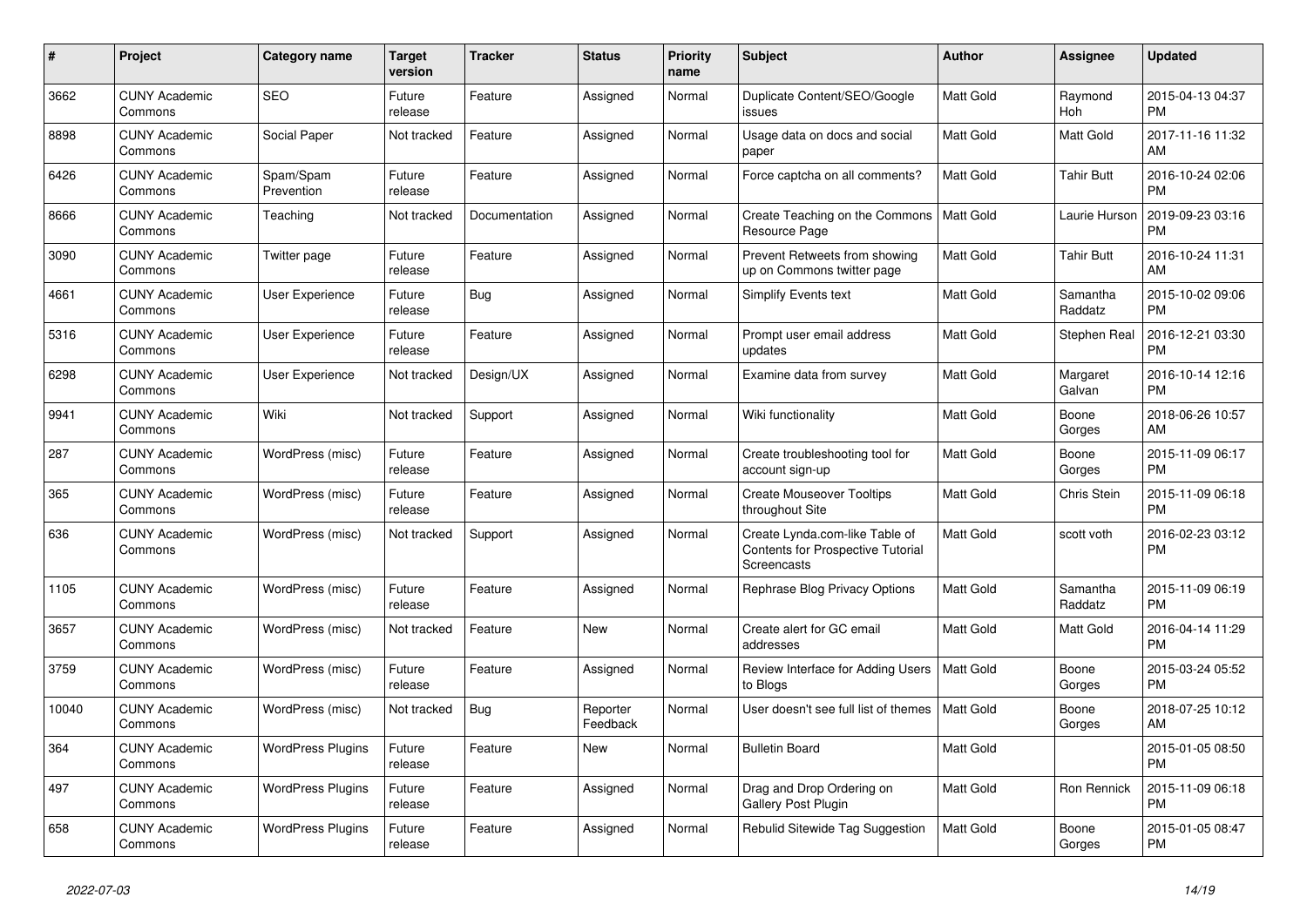| # | Project | Category name | Target version | Tracker | Status | Priority name | Subject | Author | Assignee | Updated |
|---|---|---|---|---|---|---|---|---|---|---|
| 3662 | CUNY Academic Commons | SEO | Future release | Feature | Assigned | Normal | Duplicate Content/SEO/Google issues | Matt Gold | Raymond Hoh | 2015-04-13 04:37 PM |
| 8898 | CUNY Academic Commons | Social Paper | Not tracked | Feature | Assigned | Normal | Usage data on docs and social paper | Matt Gold | Matt Gold | 2017-11-16 11:32 AM |
| 6426 | CUNY Academic Commons | Spam/Spam Prevention | Future release | Feature | Assigned | Normal | Force captcha on all comments? | Matt Gold | Tahir Butt | 2016-10-24 02:06 PM |
| 8666 | CUNY Academic Commons | Teaching | Not tracked | Documentation | Assigned | Normal | Create Teaching on the Commons Resource Page | Matt Gold | Laurie Hurson | 2019-09-23 03:16 PM |
| 3090 | CUNY Academic Commons | Twitter page | Future release | Feature | Assigned | Normal | Prevent Retweets from showing up on Commons twitter page | Matt Gold | Tahir Butt | 2016-10-24 11:31 AM |
| 4661 | CUNY Academic Commons | User Experience | Future release | Bug | Assigned | Normal | Simplify Events text | Matt Gold | Samantha Raddatz | 2015-10-02 09:06 PM |
| 5316 | CUNY Academic Commons | User Experience | Future release | Feature | Assigned | Normal | Prompt user email address updates | Matt Gold | Stephen Real | 2016-12-21 03:30 PM |
| 6298 | CUNY Academic Commons | User Experience | Not tracked | Design/UX | Assigned | Normal | Examine data from survey | Matt Gold | Margaret Galvan | 2016-10-14 12:16 PM |
| 9941 | CUNY Academic Commons | Wiki | Not tracked | Support | Assigned | Normal | Wiki functionality | Matt Gold | Boone Gorges | 2018-06-26 10:57 AM |
| 287 | CUNY Academic Commons | WordPress (misc) | Future release | Feature | Assigned | Normal | Create troubleshooting tool for account sign-up | Matt Gold | Boone Gorges | 2015-11-09 06:17 PM |
| 365 | CUNY Academic Commons | WordPress (misc) | Future release | Feature | Assigned | Normal | Create Mouseover Tooltips throughout Site | Matt Gold | Chris Stein | 2015-11-09 06:18 PM |
| 636 | CUNY Academic Commons | WordPress (misc) | Not tracked | Support | Assigned | Normal | Create Lynda.com-like Table of Contents for Prospective Tutorial Screencasts | Matt Gold | scott voth | 2016-02-23 03:12 PM |
| 1105 | CUNY Academic Commons | WordPress (misc) | Future release | Feature | Assigned | Normal | Rephrase Blog Privacy Options | Matt Gold | Samantha Raddatz | 2015-11-09 06:19 PM |
| 3657 | CUNY Academic Commons | WordPress (misc) | Not tracked | Feature | New | Normal | Create alert for GC email addresses | Matt Gold | Matt Gold | 2016-04-14 11:29 PM |
| 3759 | CUNY Academic Commons | WordPress (misc) | Future release | Feature | Assigned | Normal | Review Interface for Adding Users to Blogs | Matt Gold | Boone Gorges | 2015-03-24 05:52 PM |
| 10040 | CUNY Academic Commons | WordPress (misc) | Not tracked | Bug | Reporter Feedback | Normal | User doesn't see full list of themes | Matt Gold | Boone Gorges | 2018-07-25 10:12 AM |
| 364 | CUNY Academic Commons | WordPress Plugins | Future release | Feature | New | Normal | Bulletin Board | Matt Gold | | 2015-01-05 08:50 PM |
| 497 | CUNY Academic Commons | WordPress Plugins | Future release | Feature | Assigned | Normal | Drag and Drop Ordering on Gallery Post Plugin | Matt Gold | Ron Rennick | 2015-11-09 06:18 PM |
| 658 | CUNY Academic Commons | WordPress Plugins | Future release | Feature | Assigned | Normal | Rebulid Sitewide Tag Suggestion | Matt Gold | Boone Gorges | 2015-01-05 08:47 PM |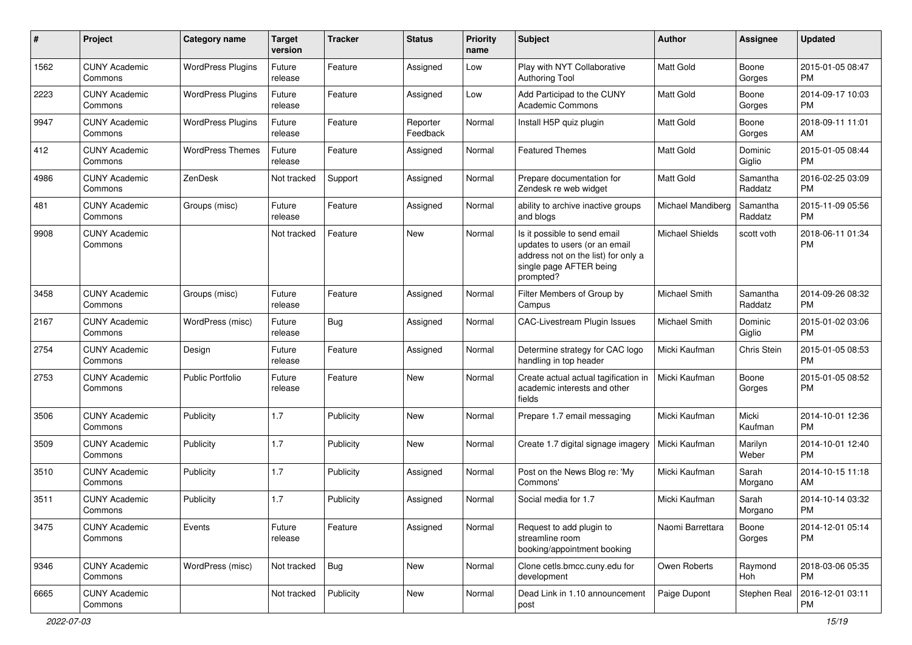| # | Project | Category name | Target version | Tracker | Status | Priority name | Subject | Author | Assignee | Updated |
|---|---|---|---|---|---|---|---|---|---|---|
| 1562 | CUNY Academic Commons | WordPress Plugins | Future release | Feature | Assigned | Low | Play with NYT Collaborative Authoring Tool | Matt Gold | Boone Gorges | 2015-01-05 08:47 PM |
| 2223 | CUNY Academic Commons | WordPress Plugins | Future release | Feature | Assigned | Low | Add Participad to the CUNY Academic Commons | Matt Gold | Boone Gorges | 2014-09-17 10:03 PM |
| 9947 | CUNY Academic Commons | WordPress Plugins | Future release | Feature | Reporter Feedback | Normal | Install H5P quiz plugin | Matt Gold | Boone Gorges | 2018-09-11 11:01 AM |
| 412 | CUNY Academic Commons | WordPress Themes | Future release | Feature | Assigned | Normal | Featured Themes | Matt Gold | Dominic Giglio | 2015-01-05 08:44 PM |
| 4986 | CUNY Academic Commons | ZenDesk | Not tracked | Support | Assigned | Normal | Prepare documentation for Zendesk re web widget | Matt Gold | Samantha Raddatz | 2016-02-25 03:09 PM |
| 481 | CUNY Academic Commons | Groups (misc) | Future release | Feature | Assigned | Normal | ability to archive inactive groups and blogs | Michael Mandiberg | Samantha Raddatz | 2015-11-09 05:56 PM |
| 9908 | CUNY Academic Commons | | Not tracked | Feature | New | Normal | Is it possible to send email updates to users (or an email address not on the list) for only a single page AFTER being prompted? | Michael Shields | scott voth | 2018-06-11 01:34 PM |
| 3458 | CUNY Academic Commons | Groups (misc) | Future release | Feature | Assigned | Normal | Filter Members of Group by Campus | Michael Smith | Samantha Raddatz | 2014-09-26 08:32 PM |
| 2167 | CUNY Academic Commons | WordPress (misc) | Future release | Bug | Assigned | Normal | CAC-Livestream Plugin Issues | Michael Smith | Dominic Giglio | 2015-01-02 03:06 PM |
| 2754 | CUNY Academic Commons | Design | Future release | Feature | Assigned | Normal | Determine strategy for CAC logo handling in top header | Micki Kaufman | Chris Stein | 2015-01-05 08:53 PM |
| 2753 | CUNY Academic Commons | Public Portfolio | Future release | Feature | New | Normal | Create actual actual tagification in academic interests and other fields | Micki Kaufman | Boone Gorges | 2015-01-05 08:52 PM |
| 3506 | CUNY Academic Commons | Publicity | 1.7 | Publicity | New | Normal | Prepare 1.7 email messaging | Micki Kaufman | Micki Kaufman | 2014-10-01 12:36 PM |
| 3509 | CUNY Academic Commons | Publicity | 1.7 | Publicity | New | Normal | Create 1.7 digital signage imagery | Micki Kaufman | Marilyn Weber | 2014-10-01 12:40 PM |
| 3510 | CUNY Academic Commons | Publicity | 1.7 | Publicity | Assigned | Normal | Post on the News Blog re: 'My Commons' | Micki Kaufman | Sarah Morgano | 2014-10-15 11:18 AM |
| 3511 | CUNY Academic Commons | Publicity | 1.7 | Publicity | Assigned | Normal | Social media for 1.7 | Micki Kaufman | Sarah Morgano | 2014-10-14 03:32 PM |
| 3475 | CUNY Academic Commons | Events | Future release | Feature | Assigned | Normal | Request to add plugin to streamline room booking/appointment booking | Naomi Barrettara | Boone Gorges | 2014-12-01 05:14 PM |
| 9346 | CUNY Academic Commons | WordPress (misc) | Not tracked | Bug | New | Normal | Clone cetls.bmcc.cuny.edu for development | Owen Roberts | Raymond Hoh | 2018-03-06 05:35 PM |
| 6665 | CUNY Academic Commons | | Not tracked | Publicity | New | Normal | Dead Link in 1.10 announcement post | Paige Dupont | Stephen Real | 2016-12-01 03:11 PM |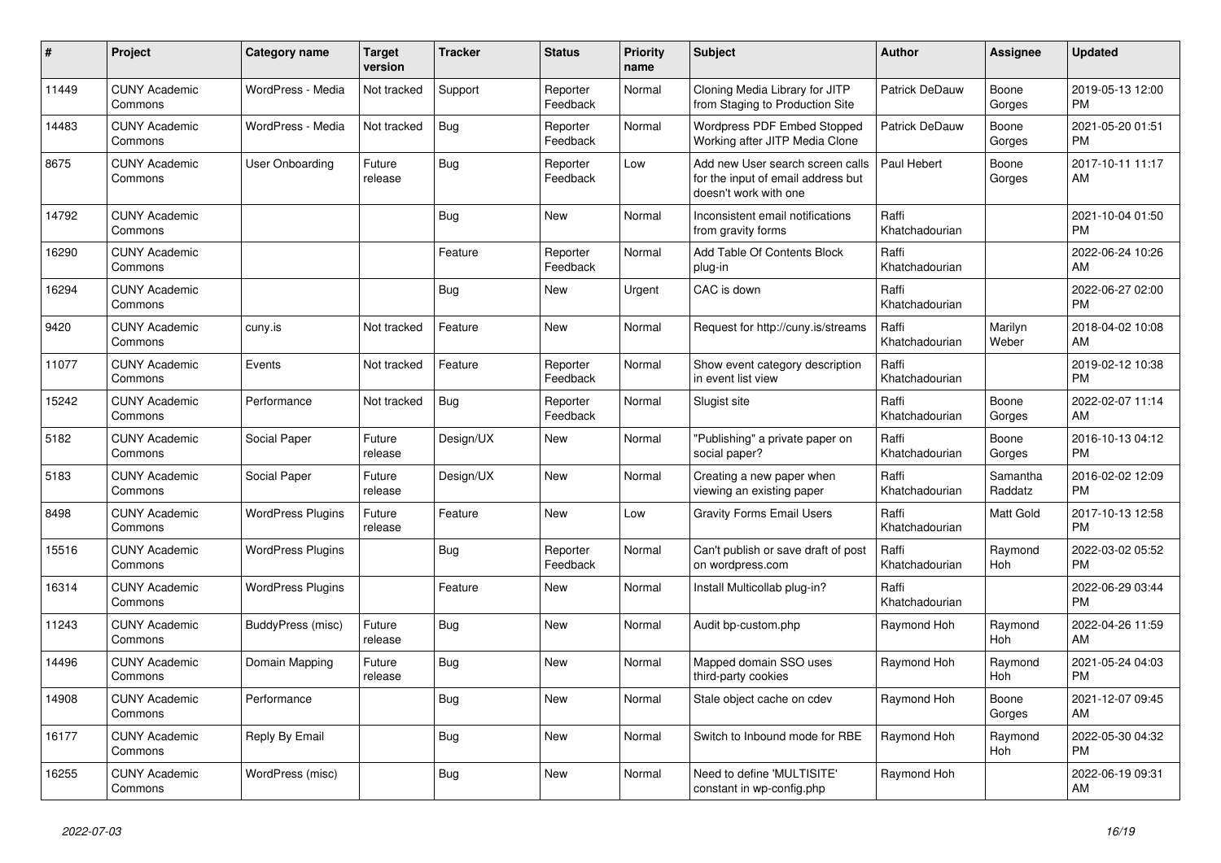| # | Project | Category name | Target version | Tracker | Status | Priority name | Subject | Author | Assignee | Updated |
|---|---|---|---|---|---|---|---|---|---|---|
| 11449 | CUNY Academic Commons | WordPress - Media | Not tracked | Support | Reporter Feedback | Normal | Cloning Media Library for JITP from Staging to Production Site | Patrick DeDauw | Boone Gorges | 2019-05-13 12:00 PM |
| 14483 | CUNY Academic Commons | WordPress - Media | Not tracked | Bug | Reporter Feedback | Normal | Wordpress PDF Embed Stopped Working after JITP Media Clone | Patrick DeDauw | Boone Gorges | 2021-05-20 01:51 PM |
| 8675 | CUNY Academic Commons | User Onboarding | Future release | Bug | Reporter Feedback | Low | Add new User search screen calls for the input of email address but doesn't work with one | Paul Hebert | Boone Gorges | 2017-10-11 11:17 AM |
| 14792 | CUNY Academic Commons | | | Bug | New | Normal | Inconsistent email notifications from gravity forms | Raffi Khatchadourian | | 2021-10-04 01:50 PM |
| 16290 | CUNY Academic Commons | | | Feature | Reporter Feedback | Normal | Add Table Of Contents Block plug-in | Raffi Khatchadourian | | 2022-06-24 10:26 AM |
| 16294 | CUNY Academic Commons | | | Bug | New | Urgent | CAC is down | Raffi Khatchadourian | | 2022-06-27 02:00 PM |
| 9420 | CUNY Academic Commons | cuny.is | Not tracked | Feature | New | Normal | Request for http://cuny.is/streams | Raffi Khatchadourian | Marilyn Weber | 2018-04-02 10:08 AM |
| 11077 | CUNY Academic Commons | Events | Not tracked | Feature | Reporter Feedback | Normal | Show event category description in event list view | Raffi Khatchadourian | | 2019-02-12 10:38 PM |
| 15242 | CUNY Academic Commons | Performance | Not tracked | Bug | Reporter Feedback | Normal | Slugist site | Raffi Khatchadourian | Boone Gorges | 2022-02-07 11:14 AM |
| 5182 | CUNY Academic Commons | Social Paper | Future release | Design/UX | New | Normal | "Publishing" a private paper on social paper? | Raffi Khatchadourian | Boone Gorges | 2016-10-13 04:12 PM |
| 5183 | CUNY Academic Commons | Social Paper | Future release | Design/UX | New | Normal | Creating a new paper when viewing an existing paper | Raffi Khatchadourian | Samantha Raddatz | 2016-02-02 12:09 PM |
| 8498 | CUNY Academic Commons | WordPress Plugins | Future release | Feature | New | Low | Gravity Forms Email Users | Raffi Khatchadourian | Matt Gold | 2017-10-13 12:58 PM |
| 15516 | CUNY Academic Commons | WordPress Plugins | | Bug | Reporter Feedback | Normal | Can't publish or save draft of post on wordpress.com | Raffi Khatchadourian | Raymond Hoh | 2022-03-02 05:52 PM |
| 16314 | CUNY Academic Commons | WordPress Plugins | | Feature | New | Normal | Install Multicollab plug-in? | Raffi Khatchadourian | | 2022-06-29 03:44 PM |
| 11243 | CUNY Academic Commons | BuddyPress (misc) | Future release | Bug | New | Normal | Audit bp-custom.php | Raymond Hoh | Raymond Hoh | 2022-04-26 11:59 AM |
| 14496 | CUNY Academic Commons | Domain Mapping | Future release | Bug | New | Normal | Mapped domain SSO uses third-party cookies | Raymond Hoh | Raymond Hoh | 2021-05-24 04:03 PM |
| 14908 | CUNY Academic Commons | Performance | | Bug | New | Normal | Stale object cache on cdev | Raymond Hoh | Boone Gorges | 2021-12-07 09:45 AM |
| 16177 | CUNY Academic Commons | Reply By Email | | Bug | New | Normal | Switch to Inbound mode for RBE | Raymond Hoh | Raymond Hoh | 2022-05-30 04:32 PM |
| 16255 | CUNY Academic Commons | WordPress (misc) | | Bug | New | Normal | Need to define 'MULTISITE' constant in wp-config.php | Raymond Hoh | | 2022-06-19 09:31 AM |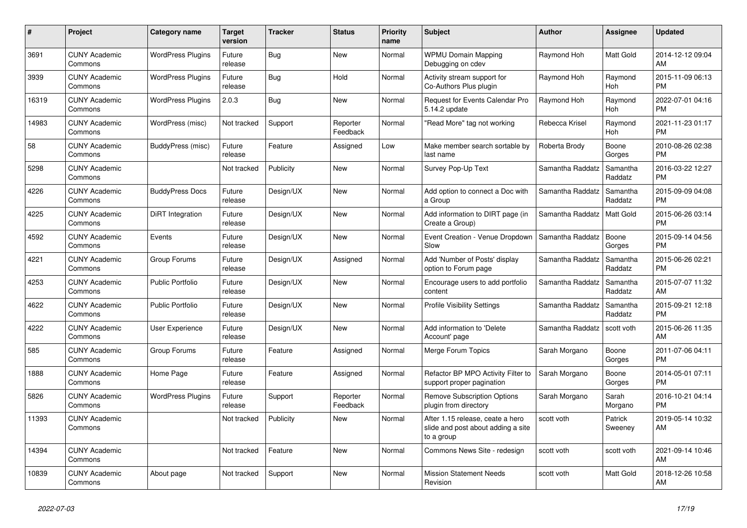| # | Project | Category name | Target version | Tracker | Status | Priority name | Subject | Author | Assignee | Updated |
|---|---|---|---|---|---|---|---|---|---|---|
| 3691 | CUNY Academic Commons | WordPress Plugins | Future release | Bug | New | Normal | WPMU Domain Mapping Debugging on cdev | Raymond Hoh | Matt Gold | 2014-12-12 09:04 AM |
| 3939 | CUNY Academic Commons | WordPress Plugins | Future release | Bug | Hold | Normal | Activity stream support for Co-Authors Plus plugin | Raymond Hoh | Raymond Hoh | 2015-11-09 06:13 PM |
| 16319 | CUNY Academic Commons | WordPress Plugins | 2.0.3 | Bug | New | Normal | Request for Events Calendar Pro 5.14.2 update | Raymond Hoh | Raymond Hoh | 2022-07-01 04:16 PM |
| 14983 | CUNY Academic Commons | WordPress (misc) | Not tracked | Support | Reporter Feedback | Normal | "Read More" tag not working | Rebecca Krisel | Raymond Hoh | 2021-11-23 01:17 PM |
| 58 | CUNY Academic Commons | BuddyPress (misc) | Future release | Feature | Assigned | Low | Make member search sortable by last name | Roberta Brody | Boone Gorges | 2010-08-26 02:38 PM |
| 5298 | CUNY Academic Commons | | Not tracked | Publicity | New | Normal | Survey Pop-Up Text | Samantha Raddatz | Samantha Raddatz | 2016-03-22 12:27 PM |
| 4226 | CUNY Academic Commons | BuddyPress Docs | Future release | Design/UX | New | Normal | Add option to connect a Doc with a Group | Samantha Raddatz | Samantha Raddatz | 2015-09-09 04:08 PM |
| 4225 | CUNY Academic Commons | DiRT Integration | Future release | Design/UX | New | Normal | Add information to DIRT page (in Create a Group) | Samantha Raddatz | Matt Gold | 2015-06-26 03:14 PM |
| 4592 | CUNY Academic Commons | Events | Future release | Design/UX | New | Normal | Event Creation - Venue Dropdown Slow | Samantha Raddatz | Boone Gorges | 2015-09-14 04:56 PM |
| 4221 | CUNY Academic Commons | Group Forums | Future release | Design/UX | Assigned | Normal | Add 'Number of Posts' display option to Forum page | Samantha Raddatz | Samantha Raddatz | 2015-06-26 02:21 PM |
| 4253 | CUNY Academic Commons | Public Portfolio | Future release | Design/UX | New | Normal | Encourage users to add portfolio content | Samantha Raddatz | Samantha Raddatz | 2015-07-07 11:32 AM |
| 4622 | CUNY Academic Commons | Public Portfolio | Future release | Design/UX | New | Normal | Profile Visibility Settings | Samantha Raddatz | Samantha Raddatz | 2015-09-21 12:18 PM |
| 4222 | CUNY Academic Commons | User Experience | Future release | Design/UX | New | Normal | Add information to 'Delete Account' page | Samantha Raddatz | scott voth | 2015-06-26 11:35 AM |
| 585 | CUNY Academic Commons | Group Forums | Future release | Feature | Assigned | Normal | Merge Forum Topics | Sarah Morgano | Boone Gorges | 2011-07-06 04:11 PM |
| 1888 | CUNY Academic Commons | Home Page | Future release | Feature | Assigned | Normal | Refactor BP MPO Activity Filter to support proper pagination | Sarah Morgano | Boone Gorges | 2014-05-01 07:11 PM |
| 5826 | CUNY Academic Commons | WordPress Plugins | Future release | Support | Reporter Feedback | Normal | Remove Subscription Options plugin from directory | Sarah Morgano | Sarah Morgano | 2016-10-21 04:14 PM |
| 11393 | CUNY Academic Commons | | Not tracked | Publicity | New | Normal | After 1.15 release, ceate a hero slide and post about adding a site to a group | scott voth | Patrick Sweeney | 2019-05-14 10:32 AM |
| 14394 | CUNY Academic Commons | | Not tracked | Feature | New | Normal | Commons News Site - redesign | scott voth | scott voth | 2021-09-14 10:46 AM |
| 10839 | CUNY Academic Commons | About page | Not tracked | Support | New | Normal | Mission Statement Needs Revision | scott voth | Matt Gold | 2018-12-26 10:58 AM |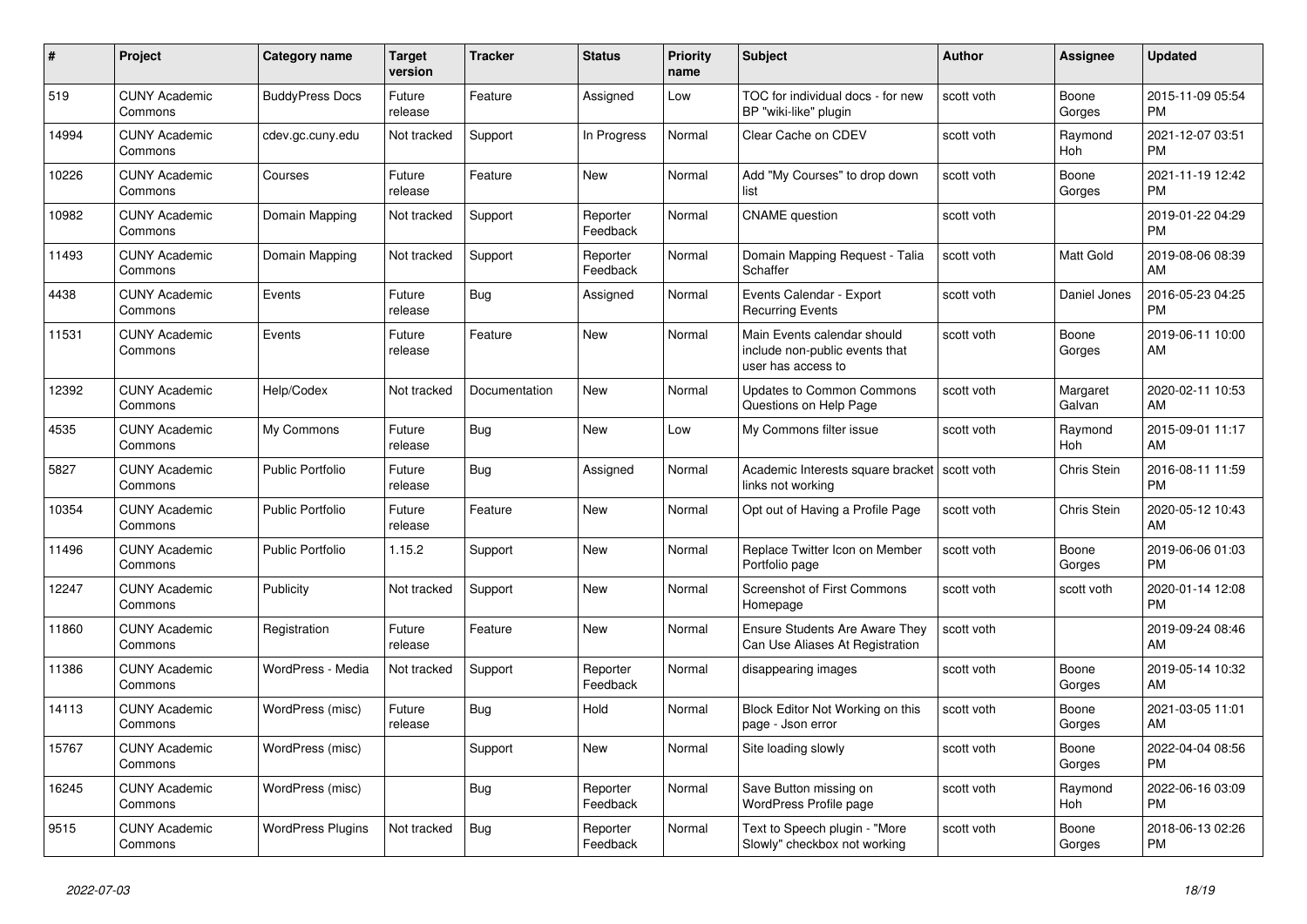| # | Project | Category name | Target version | Tracker | Status | Priority name | Subject | Author | Assignee | Updated |
|---|---|---|---|---|---|---|---|---|---|---|
| 519 | CUNY Academic Commons | BuddyPress Docs | Future release | Feature | Assigned | Low | TOC for individual docs - for new BP "wiki-like" plugin | scott voth | Boone Gorges | 2015-11-09 05:54 PM |
| 14994 | CUNY Academic Commons | cdev.gc.cuny.edu | Not tracked | Support | In Progress | Normal | Clear Cache on CDEV | scott voth | Raymond Hoh | 2021-12-07 03:51 PM |
| 10226 | CUNY Academic Commons | Courses | Future release | Feature | New | Normal | Add "My Courses" to drop down list | scott voth | Boone Gorges | 2021-11-19 12:42 PM |
| 10982 | CUNY Academic Commons | Domain Mapping | Not tracked | Support | Reporter Feedback | Normal | CNAME question | scott voth | | 2019-01-22 04:29 PM |
| 11493 | CUNY Academic Commons | Domain Mapping | Not tracked | Support | Reporter Feedback | Normal | Domain Mapping Request - Talia Schaffer | scott voth | Matt Gold | 2019-08-06 08:39 AM |
| 4438 | CUNY Academic Commons | Events | Future release | Bug | Assigned | Normal | Events Calendar - Export Recurring Events | scott voth | Daniel Jones | 2016-05-23 04:25 PM |
| 11531 | CUNY Academic Commons | Events | Future release | Feature | New | Normal | Main Events calendar should include non-public events that user has access to | scott voth | Boone Gorges | 2019-06-11 10:00 AM |
| 12392 | CUNY Academic Commons | Help/Codex | Not tracked | Documentation | New | Normal | Updates to Common Commons Questions on Help Page | scott voth | Margaret Galvan | 2020-02-11 10:53 AM |
| 4535 | CUNY Academic Commons | My Commons | Future release | Bug | New | Low | My Commons filter issue | scott voth | Raymond Hoh | 2015-09-01 11:17 AM |
| 5827 | CUNY Academic Commons | Public Portfolio | Future release | Bug | Assigned | Normal | Academic Interests square bracket links not working | scott voth | Chris Stein | 2016-08-11 11:59 PM |
| 10354 | CUNY Academic Commons | Public Portfolio | Future release | Feature | New | Normal | Opt out of Having a Profile Page | scott voth | Chris Stein | 2020-05-12 10:43 AM |
| 11496 | CUNY Academic Commons | Public Portfolio | 1.15.2 | Support | New | Normal | Replace Twitter Icon on Member Portfolio page | scott voth | Boone Gorges | 2019-06-06 01:03 PM |
| 12247 | CUNY Academic Commons | Publicity | Not tracked | Support | New | Normal | Screenshot of First Commons Homepage | scott voth | scott voth | 2020-01-14 12:08 PM |
| 11860 | CUNY Academic Commons | Registration | Future release | Feature | New | Normal | Ensure Students Are Aware They Can Use Aliases At Registration | scott voth | | 2019-09-24 08:46 AM |
| 11386 | CUNY Academic Commons | WordPress - Media | Not tracked | Support | Reporter Feedback | Normal | disappearing images | scott voth | Boone Gorges | 2019-05-14 10:32 AM |
| 14113 | CUNY Academic Commons | WordPress (misc) | Future release | Bug | Hold | Normal | Block Editor Not Working on this page - Json error | scott voth | Boone Gorges | 2021-03-05 11:01 AM |
| 15767 | CUNY Academic Commons | WordPress (misc) | | Support | New | Normal | Site loading slowly | scott voth | Boone Gorges | 2022-04-04 08:56 PM |
| 16245 | CUNY Academic Commons | WordPress (misc) | | Bug | Reporter Feedback | Normal | Save Button missing on WordPress Profile page | scott voth | Raymond Hoh | 2022-06-16 03:09 PM |
| 9515 | CUNY Academic Commons | WordPress Plugins | Not tracked | Bug | Reporter Feedback | Normal | Text to Speech plugin - "More Slowly" checkbox not working | scott voth | Boone Gorges | 2018-06-13 02:26 PM |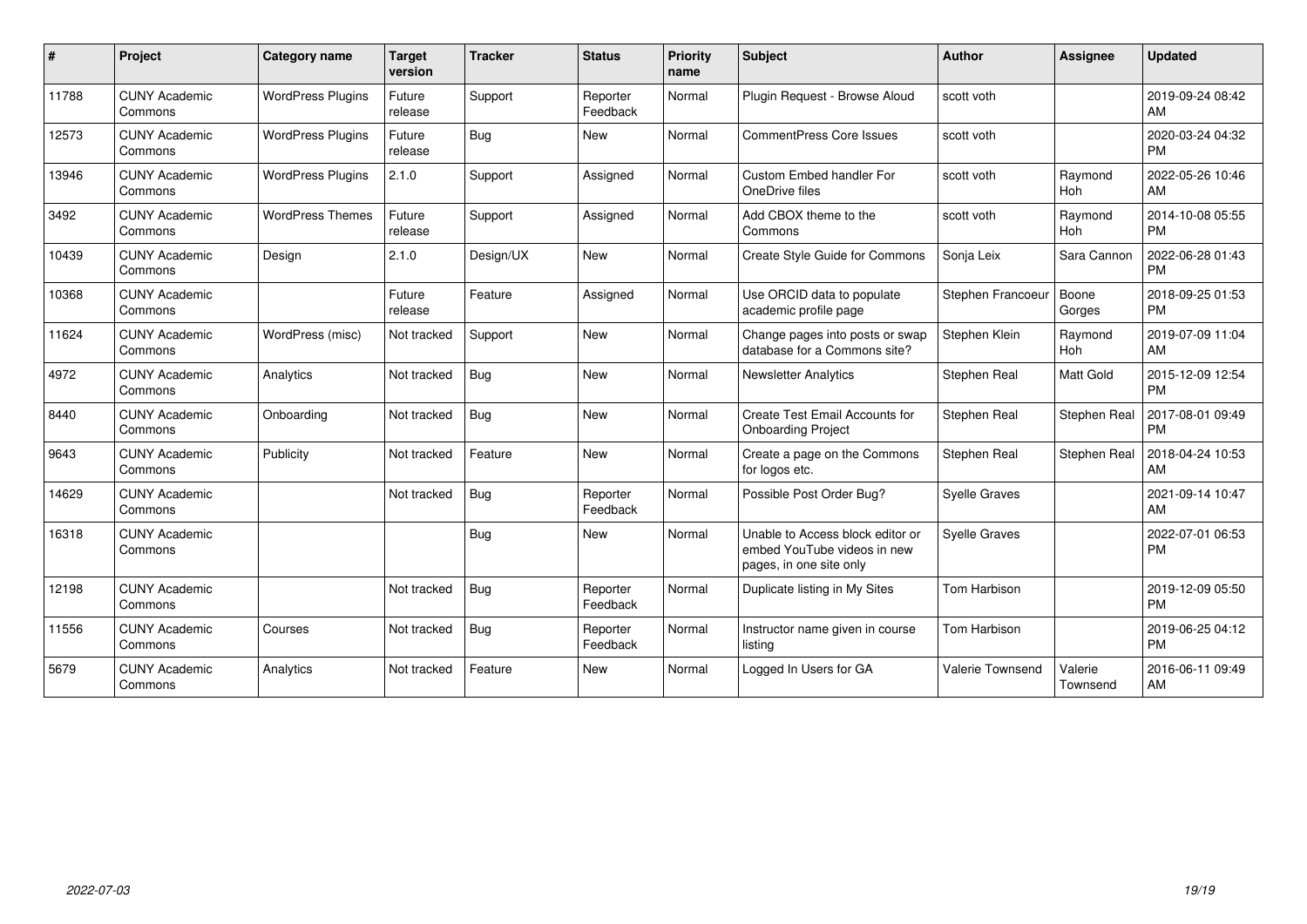| # | Project | Category name | Target version | Tracker | Status | Priority name | Subject | Author | Assignee | Updated |
|---|---|---|---|---|---|---|---|---|---|---|
| 11788 | CUNY Academic Commons | WordPress Plugins | Future release | Support | Reporter Feedback | Normal | Plugin Request - Browse Aloud | scott voth | | 2019-09-24 08:42 AM |
| 12573 | CUNY Academic Commons | WordPress Plugins | Future release | Bug | New | Normal | CommentPress Core Issues | scott voth | | 2020-03-24 04:32 PM |
| 13946 | CUNY Academic Commons | WordPress Plugins | 2.1.0 | Support | Assigned | Normal | Custom Embed handler For OneDrive files | scott voth | Raymond Hoh | 2022-05-26 10:46 AM |
| 3492 | CUNY Academic Commons | WordPress Themes | Future release | Support | Assigned | Normal | Add CBOX theme to the Commons | scott voth | Raymond Hoh | 2014-10-08 05:55 PM |
| 10439 | CUNY Academic Commons | Design | 2.1.0 | Design/UX | New | Normal | Create Style Guide for Commons | Sonja Leix | Sara Cannon | 2022-06-28 01:43 PM |
| 10368 | CUNY Academic Commons | | Future release | Feature | Assigned | Normal | Use ORCID data to populate academic profile page | Stephen Francoeur | Boone Gorges | 2018-09-25 01:53 PM |
| 11624 | CUNY Academic Commons | WordPress (misc) | Not tracked | Support | New | Normal | Change pages into posts or swap database for a Commons site? | Stephen Klein | Raymond Hoh | 2019-07-09 11:04 AM |
| 4972 | CUNY Academic Commons | Analytics | Not tracked | Bug | New | Normal | Newsletter Analytics | Stephen Real | Matt Gold | 2015-12-09 12:54 PM |
| 8440 | CUNY Academic Commons | Onboarding | Not tracked | Bug | New | Normal | Create Test Email Accounts for Onboarding Project | Stephen Real | Stephen Real | 2017-08-01 09:49 PM |
| 9643 | CUNY Academic Commons | Publicity | Not tracked | Feature | New | Normal | Create a page on the Commons for logos etc. | Stephen Real | Stephen Real | 2018-04-24 10:53 AM |
| 14629 | CUNY Academic Commons | | Not tracked | Bug | Reporter Feedback | Normal | Possible Post Order Bug? | Syelle Graves | | 2021-09-14 10:47 AM |
| 16318 | CUNY Academic Commons | | | Bug | New | Normal | Unable to Access block editor or embed YouTube videos in new pages, in one site only | Syelle Graves | | 2022-07-01 06:53 PM |
| 12198 | CUNY Academic Commons | | Not tracked | Bug | Reporter Feedback | Normal | Duplicate listing in My Sites | Tom Harbison | | 2019-12-09 05:50 PM |
| 11556 | CUNY Academic Commons | Courses | Not tracked | Bug | Reporter Feedback | Normal | Instructor name given in course listing | Tom Harbison | | 2019-06-25 04:12 PM |
| 5679 | CUNY Academic Commons | Analytics | Not tracked | Feature | New | Normal | Logged In Users for GA | Valerie Townsend | Valerie Townsend | 2016-06-11 09:49 AM |